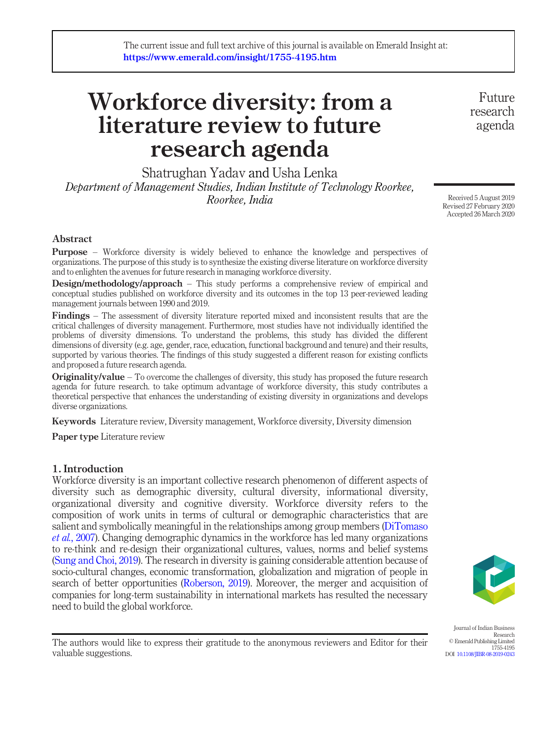The current issue and full text archive of this journal is available on Emerald Insight at: https://www.emerald.com/insight/1755-4195.htm

# Workforce diversity: from a literature review to future research agenda

Shatrughan Yadav and Usha Lenka

*Department of Management Studies, Indian Institute of Technology Roorkee, Roorkee, India*

Received 5 August 2019
Revised 27 February 2020
Accepted 26 March 2020

## Abstract

**Purpose** – Workforce diversity is widely believed to enhance the knowledge and perspectives of organizations. The purpose of this study is to synthesize the existing diverse literature on workforce diversity and to enlighten the avenues for future research in managing workforce diversity.

**Design/methodology/approach** – This study performs a comprehensive review of empirical and conceptual studies published on workforce diversity and its outcomes in the top 13 peer-reviewed leading management journals between 1990 and 2019.

**Findings** – The assessment of diversity literature reported mixed and inconsistent results that are the critical challenges of diversity management. Furthermore, most studies have not individually identified the problems of diversity dimensions. To understand the problems, this study has divided the different dimensions of diversity (e.g. age, gender, race, education, functional background and tenure) and their results, supported by various theories. The findings of this study suggested a different reason for existing conflicts and proposed a future research agenda.

**Originality/value** – To overcome the challenges of diversity, this study has proposed the future research agenda for future research. to take optimum advantage of workforce diversity, this study contributes a theoretical perspective that enhances the understanding of existing diversity in organizations and develops diverse organizations.

**Keywords** Literature review, Diversity management, Workforce diversity, Diversity dimension

**Paper type** Literature review

## 1. Introduction

Workforce diversity is an important collective research phenomenon of different aspects of diversity such as demographic diversity, cultural diversity, informational diversity, organizational diversity and cognitive diversity. Workforce diversity refers to the composition of work units in terms of cultural or demographic characteristics that are salient and symbolically meaningful in the relationships among group members (DiTomaso *et al.*, 2007). Changing demographic dynamics in the workforce has led many organizations to re-think and re-design their organizational cultures, values, norms and belief systems (Sung and Choi, 2019). The research in diversity is gaining considerable attention because of socio-cultural changes, economic transformation, globalization and migration of people in search of better opportunities (Roberson, 2019). Moreover, the merger and acquisition of companies for long-term sustainability in international markets has resulted the necessary need to build the global workforce.

The authors would like to express their gratitude to the anonymous reviewers and Editor for their valuable suggestions.

Journal of Indian Business Research
© Emerald Publishing Limited
1755-4195
DOI 10.1108/JIBR-08-2019-0243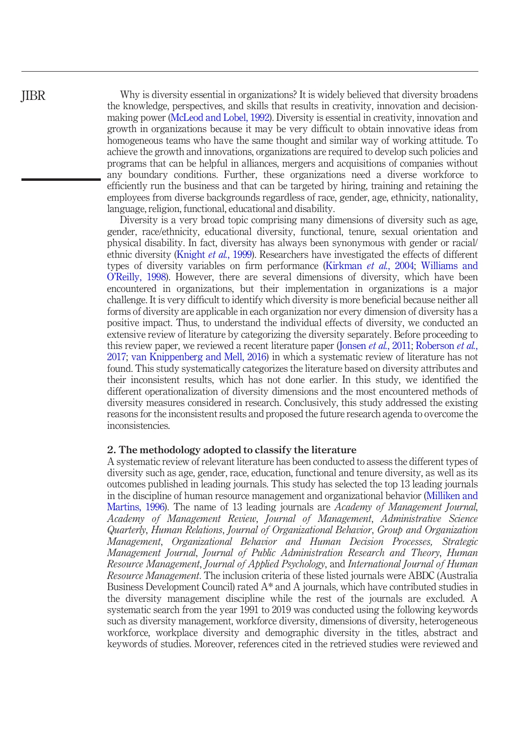Why is diversity essential in organizations? It is widely believed that diversity broadens the knowledge, perspectives, and skills that results in creativity, innovation and decision-making power (McLeod and Lobel, 1992). Diversity is essential in creativity, innovation and growth in organizations because it may be very difficult to obtain innovative ideas from homogeneous teams who have the same thought and similar way of working attitude. To achieve the growth and innovations, organizations are required to develop such policies and programs that can be helpful in alliances, mergers and acquisitions of companies without any boundary conditions. Further, these organizations need a diverse workforce to efficiently run the business and that can be targeted by hiring, training and retaining the employees from diverse backgrounds regardless of race, gender, age, ethnicity, nationality, language, religion, functional, educational and disability.

Diversity is a very broad topic comprising many dimensions of diversity such as age, gender, race/ethnicity, educational diversity, functional, tenure, sexual orientation and physical disability. In fact, diversity has always been synonymous with gender or racial/ethnic diversity (Knight *et al.*, 1999). Researchers have investigated the effects of different types of diversity variables on firm performance (Kirkman *et al.*, 2004; Williams and O'Reilly, 1998). However, there are several dimensions of diversity, which have been encountered in organizations, but their implementation in organizations is a major challenge. It is very difficult to identify which diversity is more beneficial because neither all forms of diversity are applicable in each organization nor every dimension of diversity has a positive impact. Thus, to understand the individual effects of diversity, we conducted an extensive review of literature by categorizing the diversity separately. Before proceeding to this review paper, we reviewed a recent literature paper (Jonsen *et al.*, 2011; Roberson *et al.*, 2017; van Knippenberg and Mell, 2016) in which a systematic review of literature has not found. This study systematically categorizes the literature based on diversity attributes and their inconsistent results, which has not done earlier. In this study, we identified the different operationalization of diversity dimensions and the most encountered methods of diversity measures considered in research. Conclusively, this study addressed the existing reasons for the inconsistent results and proposed the future research agenda to overcome the inconsistencies.

## 2. The methodology adopted to classify the literature

A systematic review of relevant literature has been conducted to assess the different types of diversity such as age, gender, race, education, functional and tenure diversity, as well as its outcomes published in leading journals. This study has selected the top 13 leading journals in the discipline of human resource management and organizational behavior (Milliken and Martins, 1996). The name of 13 leading journals are *Academy of Management Journal*, *Academy of Management Review*, *Journal of Management*, *Administrative Science Quarterly*, *Human Relations*, *Journal of Organizational Behavior*, *Group and Organization Management*, *Organizational Behavior and Human Decision Processes*, *Strategic Management Journal*, *Journal of Public Administration Research and Theory*, *Human Resource Management*, *Journal of Applied Psychology*, and *International Journal of Human Resource Management*. The inclusion criteria of these listed journals were ABDC (Australia Business Development Council) rated A* and A journals, which have contributed studies in the diversity management discipline while the rest of the journals are excluded. A systematic search from the year 1991 to 2019 was conducted using the following keywords such as diversity management, workforce diversity, dimensions of diversity, heterogeneous workforce, workplace diversity and demographic diversity in the titles, abstract and keywords of studies. Moreover, references cited in the retrieved studies were reviewed and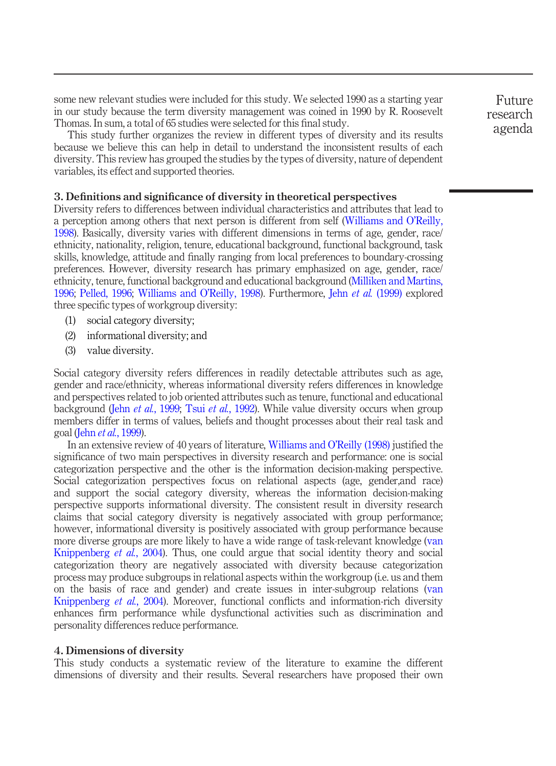some new relevant studies were included for this study. We selected 1990 as a starting year in our study because the term diversity management was coined in 1990 by R. Roosevelt Thomas. In sum, a total of 65 studies were selected for this final study.

This study further organizes the review in different types of diversity and its results because we believe this can help in detail to understand the inconsistent results of each diversity. This review has grouped the studies by the types of diversity, nature of dependent variables, its effect and supported theories.

## 3. Definitions and significance of diversity in theoretical perspectives

Diversity refers to differences between individual characteristics and attributes that lead to a perception among others that next person is different from self (Williams and O'Reilly, 1998). Basically, diversity varies with different dimensions in terms of age, gender, race/ethnicity, nationality, religion, tenure, educational background, functional background, task skills, knowledge, attitude and finally ranging from local preferences to boundary-crossing preferences. However, diversity research has primary emphasized on age, gender, race/ethnicity, tenure, functional background and educational background (Milliken and Martins, 1996; Pelled, 1996; Williams and O'Reilly, 1998). Furthermore, Jehn *et al.* (1999) explored three specific types of workgroup diversity:

1. social category diversity;
2. informational diversity; and
3. value diversity.

Social category diversity refers differences in readily detectable attributes such as age, gender and race/ethnicity, whereas informational diversity refers differences in knowledge and perspectives related to job oriented attributes such as tenure, functional and educational background (Jehn *et al.*, 1999; Tsui *et al.*, 1992). While value diversity occurs when group members differ in terms of values, beliefs and thought processes about their real task and goal (Jehn *et al.*, 1999).

In an extensive review of 40 years of literature, Williams and O'Reilly (1998) justified the significance of two main perspectives in diversity research and performance: one is social categorization perspective and the other is the information decision-making perspective. Social categorization perspectives focus on relational aspects (age, gender,and race) and support the social category diversity, whereas the information decision-making perspective supports informational diversity. The consistent result in diversity research claims that social category diversity is negatively associated with group performance; however, informational diversity is positively associated with group performance because more diverse groups are more likely to have a wide range of task-relevant knowledge (van Knippenberg *et al.*, 2004). Thus, one could argue that social identity theory and social categorization theory are negatively associated with diversity because categorization process may produce subgroups in relational aspects within the workgroup (i.e. us and them on the basis of race and gender) and create issues in inter-subgroup relations (van Knippenberg *et al.*, 2004). Moreover, functional conflicts and information-rich diversity enhances firm performance while dysfunctional activities such as discrimination and personality differences reduce performance.

## 4. Dimensions of diversity

This study conducts a systematic review of the literature to examine the different dimensions of diversity and their results. Several researchers have proposed their own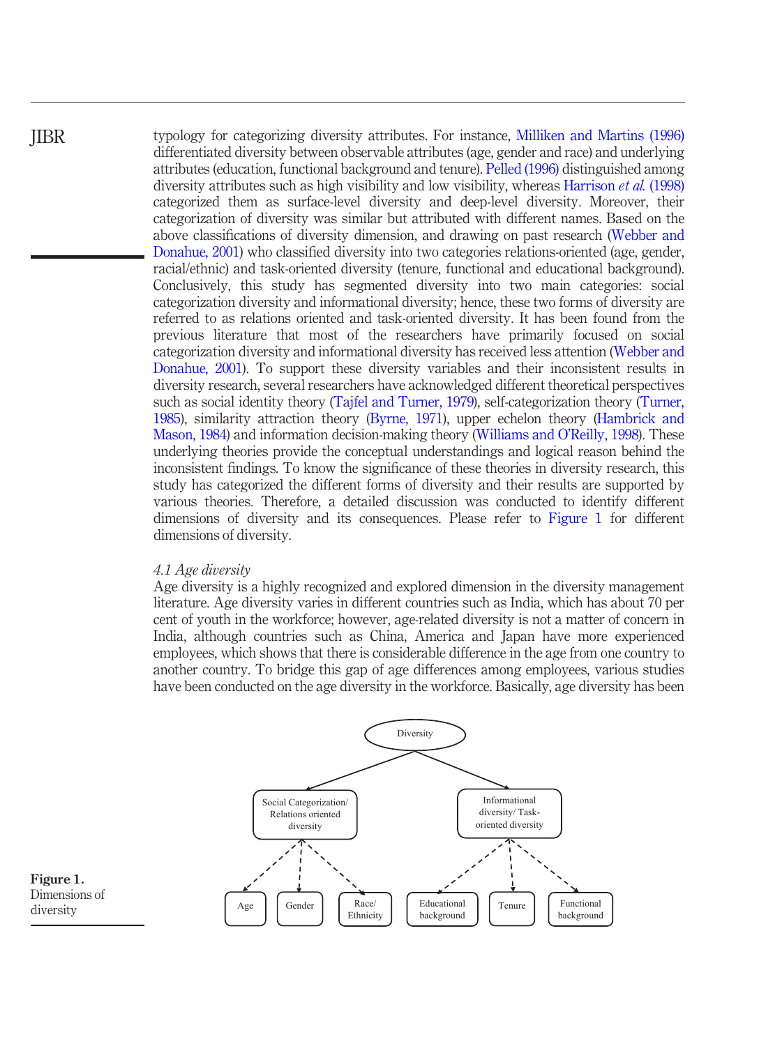typology for categorizing diversity attributes. For instance, Milliken and Martins (1996) differentiated diversity between observable attributes (age, gender and race) and underlying attributes (education, functional background and tenure). Pelled (1996) distinguished among diversity attributes such as high visibility and low visibility, whereas Harrison *et al.* (1998) categorized them as surface-level diversity and deep-level diversity. Moreover, their categorization of diversity was similar but attributed with different names. Based on the above classifications of diversity dimension, and drawing on past research (Webber and Donahue, 2001) who classified diversity into two categories relations-oriented (age, gender, racial/ethnic) and task-oriented diversity (tenure, functional and educational background). Conclusively, this study has segmented diversity into two main categories: social categorization diversity and informational diversity; hence, these two forms of diversity are referred to as relations oriented and task-oriented diversity. It has been found from the previous literature that most of the researchers have primarily focused on social categorization diversity and informational diversity has received less attention (Webber and Donahue, 2001). To support these diversity variables and their inconsistent results in diversity research, several researchers have acknowledged different theoretical perspectives such as social identity theory (Tajfel and Turner, 1979), self-categorization theory (Turner, 1985), similarity attraction theory (Byrne, 1971), upper echelon theory (Hambrick and Mason, 1984) and information decision-making theory (Williams and O'Reilly, 1998). These underlying theories provide the conceptual understandings and logical reason behind the inconsistent findings. To know the significance of these theories in diversity research, this study has categorized the different forms of diversity and their results are supported by various theories. Therefore, a detailed discussion was conducted to identify different dimensions of diversity and its consequences. Please refer to Figure 1 for different dimensions of diversity.

### *4.1 Age diversity*

Age diversity is a highly recognized and explored dimension in the diversity management literature. Age diversity varies in different countries such as India, which has about 70 per cent of youth in the workforce; however, age-related diversity is not a matter of concern in India, although countries such as China, America and Japan have more experienced employees, which shows that there is considerable difference in the age from one country to another country. To bridge this gap of age differences among employees, various studies have been conducted on the age diversity in the workforce. Basically, age diversity has been

Diversity
- Social Categorization/ Relations oriented diversity
  - Age
  - Gender
  - Race/ Ethnicity
- Informational diversity/ Task-oriented diversity
  - Educational background
  - Tenure
  - Functional background

**Figure 1.** Dimensions of diversity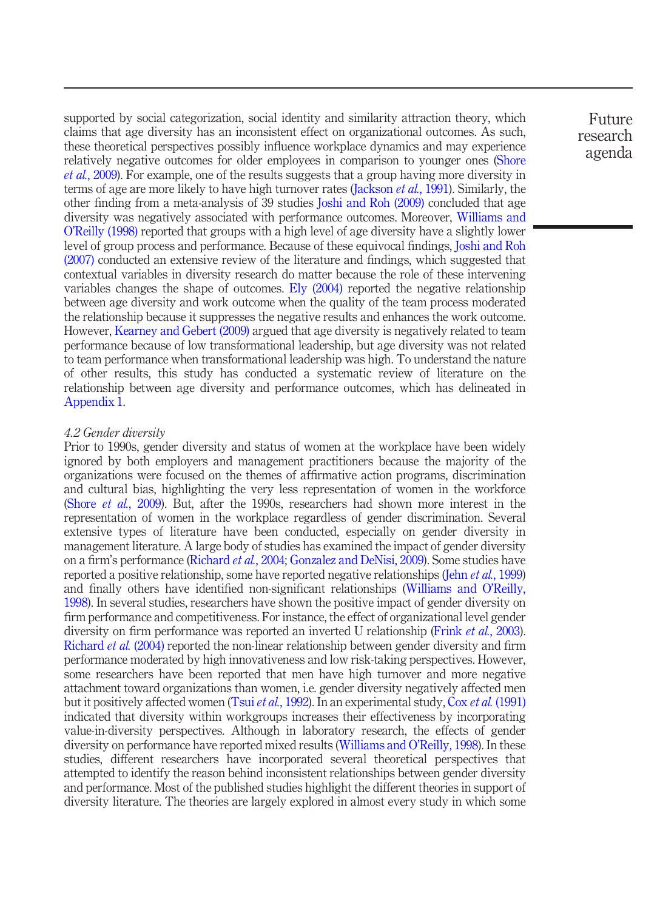supported by social categorization, social identity and similarity attraction theory, which claims that age diversity has an inconsistent effect on organizational outcomes. As such, these theoretical perspectives possibly influence workplace dynamics and may experience relatively negative outcomes for older employees in comparison to younger ones (Shore *et al.*, 2009). For example, one of the results suggests that a group having more diversity in terms of age are more likely to have high turnover rates (Jackson *et al.*, 1991). Similarly, the other finding from a meta-analysis of 39 studies Joshi and Roh (2009) concluded that age diversity was negatively associated with performance outcomes. Moreover, Williams and O'Reilly (1998) reported that groups with a high level of age diversity have a slightly lower level of group process and performance. Because of these equivocal findings, Joshi and Roh (2007) conducted an extensive review of the literature and findings, which suggested that contextual variables in diversity research do matter because the role of these intervening variables changes the shape of outcomes. Ely (2004) reported the negative relationship between age diversity and work outcome when the quality of the team process moderated the relationship because it suppresses the negative results and enhances the work outcome. However, Kearney and Gebert (2009) argued that age diversity is negatively related to team performance because of low transformational leadership, but age diversity was not related to team performance when transformational leadership was high. To understand the nature of other results, this study has conducted a systematic review of literature on the relationship between age diversity and performance outcomes, which has delineated in Appendix 1.

### *4.2 Gender diversity*

Prior to 1990s, gender diversity and status of women at the workplace have been widely ignored by both employers and management practitioners because the majority of the organizations were focused on the themes of affirmative action programs, discrimination and cultural bias, highlighting the very less representation of women in the workforce (Shore *et al.*, 2009). But, after the 1990s, researchers had shown more interest in the representation of women in the workplace regardless of gender discrimination. Several extensive types of literature have been conducted, especially on gender diversity in management literature. A large body of studies has examined the impact of gender diversity on a firm's performance (Richard *et al.*, 2004; Gonzalez and DeNisi, 2009). Some studies have reported a positive relationship, some have reported negative relationships (Jehn *et al.*, 1999) and finally others have identified non-significant relationships (Williams and O'Reilly, 1998). In several studies, researchers have shown the positive impact of gender diversity on firm performance and competitiveness. For instance, the effect of organizational level gender diversity on firm performance was reported an inverted U relationship (Frink *et al.*, 2003). Richard *et al.* (2004) reported the non-linear relationship between gender diversity and firm performance moderated by high innovativeness and low risk-taking perspectives. However, some researchers have been reported that men have high turnover and more negative attachment toward organizations than women, i.e. gender diversity negatively affected men but it positively affected women (Tsui *et al.*, 1992). In an experimental study, Cox *et al.* (1991) indicated that diversity within workgroups increases their effectiveness by incorporating value-in-diversity perspectives. Although in laboratory research, the effects of gender diversity on performance have reported mixed results (Williams and O'Reilly, 1998). In these studies, different researchers have incorporated several theoretical perspectives that attempted to identify the reason behind inconsistent relationships between gender diversity and performance. Most of the published studies highlight the different theories in support of diversity literature. The theories are largely explored in almost every study in which some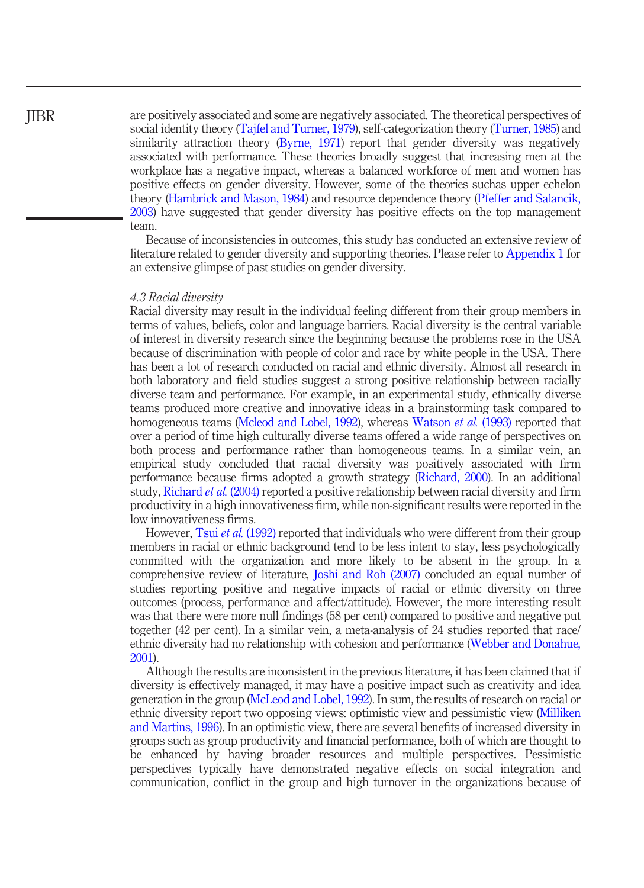are positively associated and some are negatively associated. The theoretical perspectives of social identity theory (Tajfel and Turner, 1979), self-categorization theory (Turner, 1985) and similarity attraction theory (Byrne, 1971) report that gender diversity was negatively associated with performance. These theories broadly suggest that increasing men at the workplace has a negative impact, whereas a balanced workforce of men and women has positive effects on gender diversity. However, some of the theories suchas upper echelon theory (Hambrick and Mason, 1984) and resource dependence theory (Pfeffer and Salancik, 2003) have suggested that gender diversity has positive effects on the top management team.

Because of inconsistencies in outcomes, this study has conducted an extensive review of literature related to gender diversity and supporting theories. Please refer to Appendix 1 for an extensive glimpse of past studies on gender diversity.

### *4.3 Racial diversity*

Racial diversity may result in the individual feeling different from their group members in terms of values, beliefs, color and language barriers. Racial diversity is the central variable of interest in diversity research since the beginning because the problems rose in the USA because of discrimination with people of color and race by white people in the USA. There has been a lot of research conducted on racial and ethnic diversity. Almost all research in both laboratory and field studies suggest a strong positive relationship between racially diverse team and performance. For example, in an experimental study, ethnically diverse teams produced more creative and innovative ideas in a brainstorming task compared to homogeneous teams (Mcleod and Lobel, 1992), whereas Watson *et al.* (1993) reported that over a period of time high culturally diverse teams offered a wide range of perspectives on both process and performance rather than homogeneous teams. In a similar vein, an empirical study concluded that racial diversity was positively associated with firm performance because firms adopted a growth strategy (Richard, 2000). In an additional study, Richard *et al.* (2004) reported a positive relationship between racial diversity and firm productivity in a high innovativeness firm, while non-significant results were reported in the low innovativeness firms.

However, Tsui *et al.* (1992) reported that individuals who were different from their group members in racial or ethnic background tend to be less intent to stay, less psychologically committed with the organization and more likely to be absent in the group. In a comprehensive review of literature, Joshi and Roh (2007) concluded an equal number of studies reporting positive and negative impacts of racial or ethnic diversity on three outcomes (process, performance and affect/attitude). However, the more interesting result was that there were more null findings (58 per cent) compared to positive and negative put together (42 per cent). In a similar vein, a meta-analysis of 24 studies reported that race/ethnic diversity had no relationship with cohesion and performance (Webber and Donahue, 2001).

Although the results are inconsistent in the previous literature, it has been claimed that if diversity is effectively managed, it may have a positive impact such as creativity and idea generation in the group (McLeod and Lobel, 1992). In sum, the results of research on racial or ethnic diversity report two opposing views: optimistic view and pessimistic view (Milliken and Martins, 1996). In an optimistic view, there are several benefits of increased diversity in groups such as group productivity and financial performance, both of which are thought to be enhanced by having broader resources and multiple perspectives. Pessimistic perspectives typically have demonstrated negative effects on social integration and communication, conflict in the group and high turnover in the organizations because of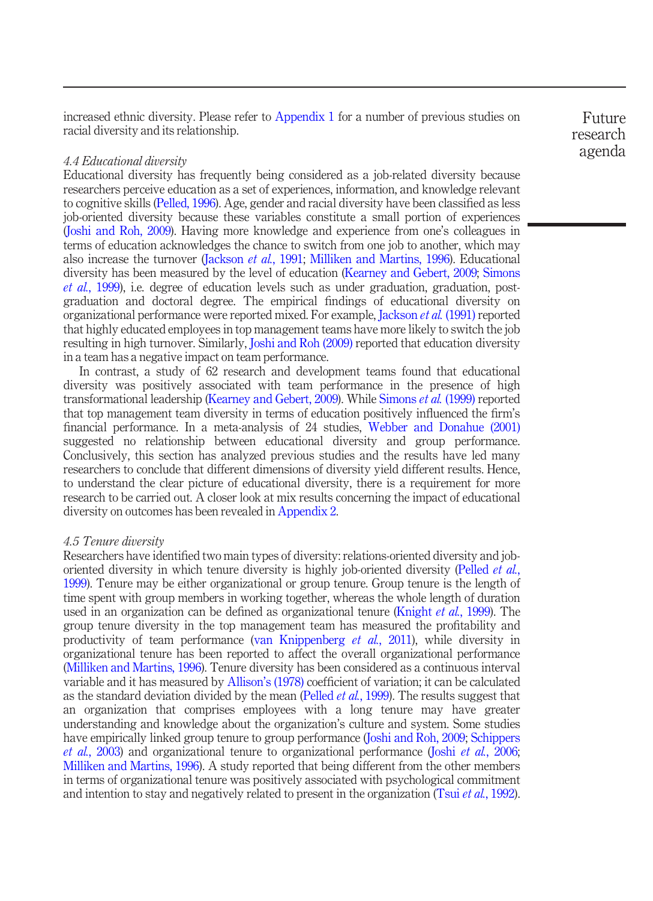increased ethnic diversity. Please refer to Appendix 1 for a number of previous studies on racial diversity and its relationship.

### 4.4 Educational diversity

Educational diversity has frequently being considered as a job-related diversity because researchers perceive education as a set of experiences, information, and knowledge relevant to cognitive skills (Pelled, 1996). Age, gender and racial diversity have been classified as less job-oriented diversity because these variables constitute a small portion of experiences (Joshi and Roh, 2009). Having more knowledge and experience from one's colleagues in terms of education acknowledges the chance to switch from one job to another, which may also increase the turnover (Jackson *et al.*, 1991; Milliken and Martins, 1996). Educational diversity has been measured by the level of education (Kearney and Gebert, 2009; Simons *et al.*, 1999), i.e. degree of education levels such as under graduation, graduation, post-graduation and doctoral degree. The empirical findings of educational diversity on organizational performance were reported mixed. For example, Jackson *et al.* (1991) reported that highly educated employees in top management teams have more likely to switch the job resulting in high turnover. Similarly, Joshi and Roh (2009) reported that education diversity in a team has a negative impact on team performance.

In contrast, a study of 62 research and development teams found that educational diversity was positively associated with team performance in the presence of high transformational leadership (Kearney and Gebert, 2009). While Simons *et al.* (1999) reported that top management team diversity in terms of education positively influenced the firm's financial performance. In a meta-analysis of 24 studies, Webber and Donahue (2001) suggested no relationship between educational diversity and group performance. Conclusively, this section has analyzed previous studies and the results have led many researchers to conclude that different dimensions of diversity yield different results. Hence, to understand the clear picture of educational diversity, there is a requirement for more research to be carried out. A closer look at mix results concerning the impact of educational diversity on outcomes has been revealed in Appendix 2.

### 4.5 Tenure diversity

Researchers have identified two main types of diversity: relations-oriented diversity and job-oriented diversity in which tenure diversity is highly job-oriented diversity (Pelled *et al.*, 1999). Tenure may be either organizational or group tenure. Group tenure is the length of time spent with group members in working together, whereas the whole length of duration used in an organization can be defined as organizational tenure (Knight *et al.*, 1999). The group tenure diversity in the top management team has measured the profitability and productivity of team performance (van Knippenberg *et al.*, 2011), while diversity in organizational tenure has been reported to affect the overall organizational performance (Milliken and Martins, 1996). Tenure diversity has been considered as a continuous interval variable and it has measured by Allison's (1978) coefficient of variation; it can be calculated as the standard deviation divided by the mean (Pelled *et al.*, 1999). The results suggest that an organization that comprises employees with a long tenure may have greater understanding and knowledge about the organization's culture and system. Some studies have empirically linked group tenure to group performance (Joshi and Roh, 2009; Schippers *et al.*, 2003) and organizational tenure to organizational performance (Joshi *et al.*, 2006; Milliken and Martins, 1996). A study reported that being different from the other members in terms of organizational tenure was positively associated with psychological commitment and intention to stay and negatively related to present in the organization (Tsui *et al.*, 1992).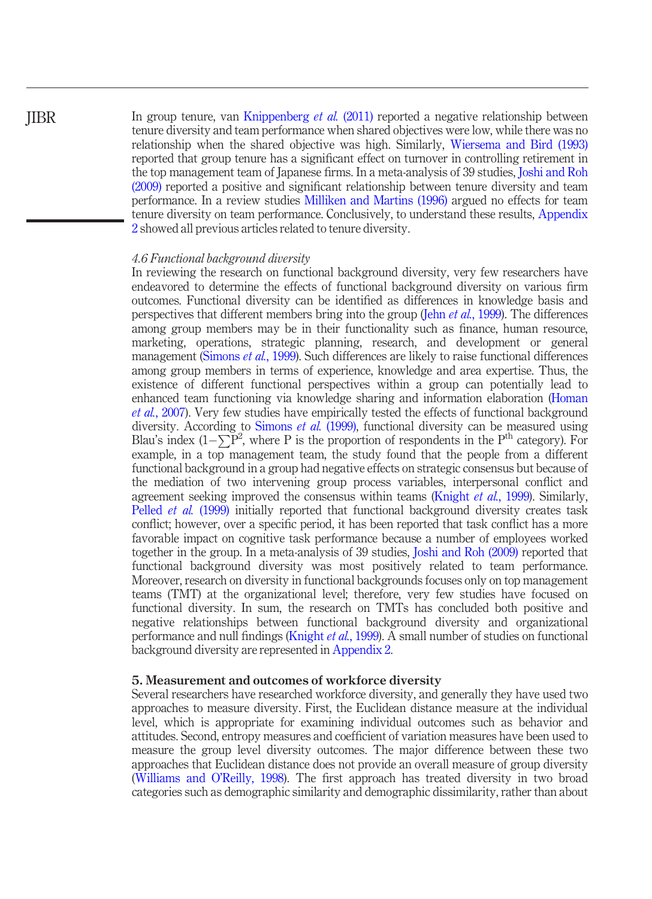In group tenure, van Knippenberg *et al.* (2011) reported a negative relationship between tenure diversity and team performance when shared objectives were low, while there was no relationship when the shared objective was high. Similarly, Wiersema and Bird (1993) reported that group tenure has a significant effect on turnover in controlling retirement in the top management team of Japanese firms. In a meta-analysis of 39 studies, Joshi and Roh (2009) reported a positive and significant relationship between tenure diversity and team performance. In a review studies Milliken and Martins (1996) argued no effects for team tenure diversity on team performance. Conclusively, to understand these results, Appendix 2 showed all previous articles related to tenure diversity.

### *4.6 Functional background diversity*

In reviewing the research on functional background diversity, very few researchers have endeavored to determine the effects of functional background diversity on various firm outcomes. Functional diversity can be identified as differences in knowledge basis and perspectives that different members bring into the group (Jehn *et al.*, 1999). The differences among group members may be in their functionality such as finance, human resource, marketing, operations, strategic planning, research, and development or general management (Simons *et al.*, 1999). Such differences are likely to raise functional differences among group members in terms of experience, knowledge and area expertise. Thus, the existence of different functional perspectives within a group can potentially lead to enhanced team functioning via knowledge sharing and information elaboration (Homan *et al.*, 2007). Very few studies have empirically tested the effects of functional background diversity. According to Simons *et al.* (1999), functional diversity can be measured using Blau's index ($1-\sum P^2$, where P is the proportion of respondents in the $P^{th}$ category). For example, in a top management team, the study found that the people from a different functional background in a group had negative effects on strategic consensus but because of the mediation of two intervening group process variables, interpersonal conflict and agreement seeking improved the consensus within teams (Knight *et al.*, 1999). Similarly, Pelled *et al.* (1999) initially reported that functional background diversity creates task conflict; however, over a specific period, it has been reported that task conflict has a more favorable impact on cognitive task performance because a number of employees worked together in the group. In a meta-analysis of 39 studies, Joshi and Roh (2009) reported that functional background diversity was most positively related to team performance. Moreover, research on diversity in functional backgrounds focuses only on top management teams (TMT) at the organizational level; therefore, very few studies have focused on functional diversity. In sum, the research on TMTs has concluded both positive and negative relationships between functional background diversity and organizational performance and null findings (Knight *et al.*, 1999). A small number of studies on functional background diversity are represented in Appendix 2.

## 5. Measurement and outcomes of workforce diversity

Several researchers have researched workforce diversity, and generally they have used two approaches to measure diversity. First, the Euclidean distance measure at the individual level, which is appropriate for examining individual outcomes such as behavior and attitudes. Second, entropy measures and coefficient of variation measures have been used to measure the group level diversity outcomes. The major difference between these two approaches that Euclidean distance does not provide an overall measure of group diversity (Williams and O'Reilly, 1998). The first approach has treated diversity in two broad categories such as demographic similarity and demographic dissimilarity, rather than about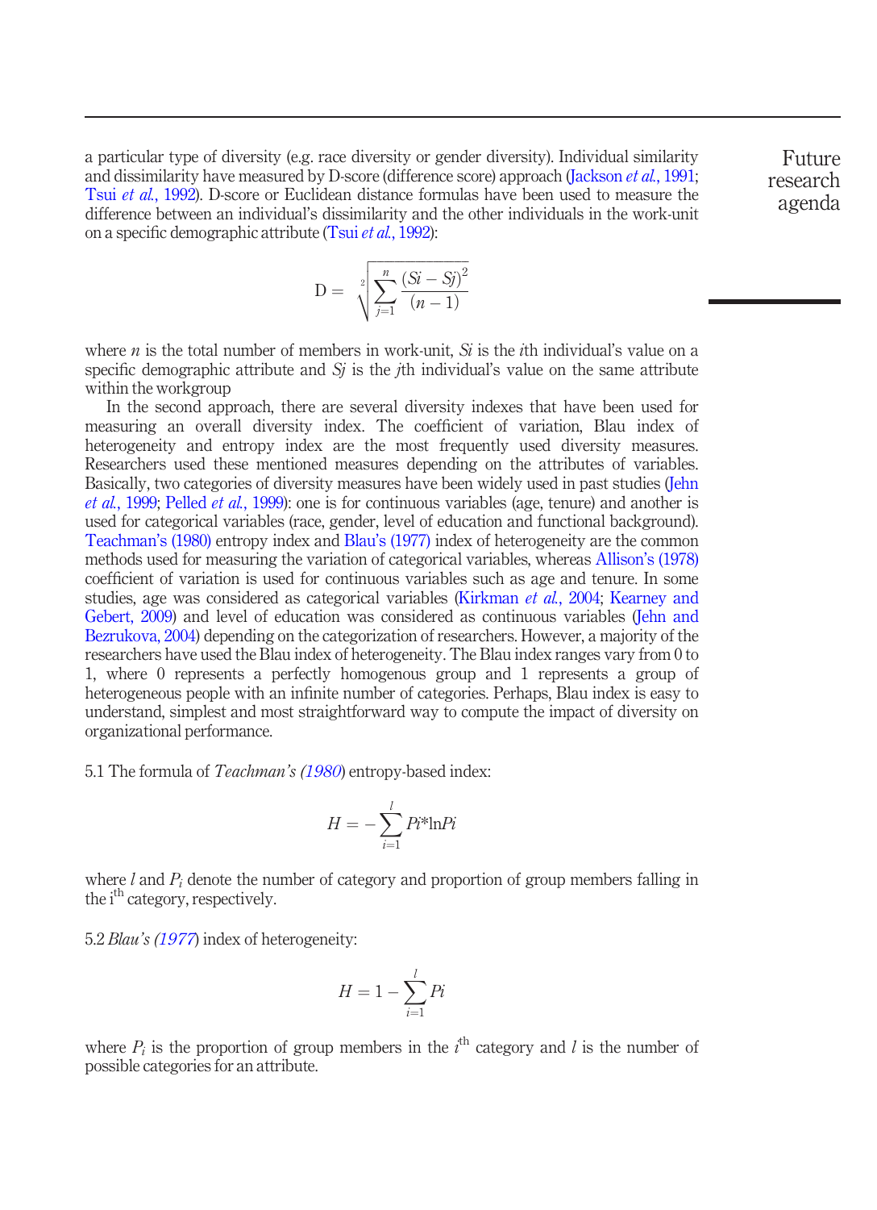a particular type of diversity (e.g. race diversity or gender diversity). Individual similarity and dissimilarity have measured by D-score (difference score) approach (Jackson *et al.*, 1991; Tsui *et al.*, 1992). D-score or Euclidean distance formulas have been used to measure the difference between an individual's dissimilarity and the other individuals in the work-unit on a specific demographic attribute (Tsui *et al.*, 1992):

$$D = \sqrt[2]{\sum_{j=1}^{n} \frac{(Si - Sj)^2}{(n-1)}}$$

where $n$ is the total number of members in work-unit, $Si$ is the $i$th individual's value on a specific demographic attribute and $Sj$ is the $j$th individual's value on the same attribute within the workgroup

In the second approach, there are several diversity indexes that have been used for measuring an overall diversity index. The coefficient of variation, Blau index of heterogeneity and entropy index are the most frequently used diversity measures. Researchers used these mentioned measures depending on the attributes of variables. Basically, two categories of diversity measures have been widely used in past studies (Jehn *et al.*, 1999; Pelled *et al.*, 1999): one is for continuous variables (age, tenure) and another is used for categorical variables (race, gender, level of education and functional background). Teachman's (1980) entropy index and Blau's (1977) index of heterogeneity are the common methods used for measuring the variation of categorical variables, whereas Allison's (1978) coefficient of variation is used for continuous variables such as age and tenure. In some studies, age was considered as categorical variables (Kirkman *et al.*, 2004; Kearney and Gebert, 2009) and level of education was considered as continuous variables (Jehn and Bezrukova, 2004) depending on the categorization of researchers. However, a majority of the researchers have used the Blau index of heterogeneity. The Blau index ranges vary from 0 to 1, where 0 represents a perfectly homogenous group and 1 represents a group of heterogeneous people with an infinite number of categories. Perhaps, Blau index is easy to understand, simplest and most straightforward way to compute the impact of diversity on organizational performance.

5.1 The formula of *Teachman's (1980*) entropy-based index:

$$H = -\sum_{i=1}^{l} Pi{*}\ln Pi$$

where $l$ and $P_i$ denote the number of category and proportion of group members falling in the i$^{th}$ category, respectively.

5.2 *Blau's (1977*) index of heterogeneity:

$$H = 1 - \sum_{i=1}^{l} Pi$$

where $P_i$ is the proportion of group members in the $i^{th}$ category and $l$ is the number of possible categories for an attribute.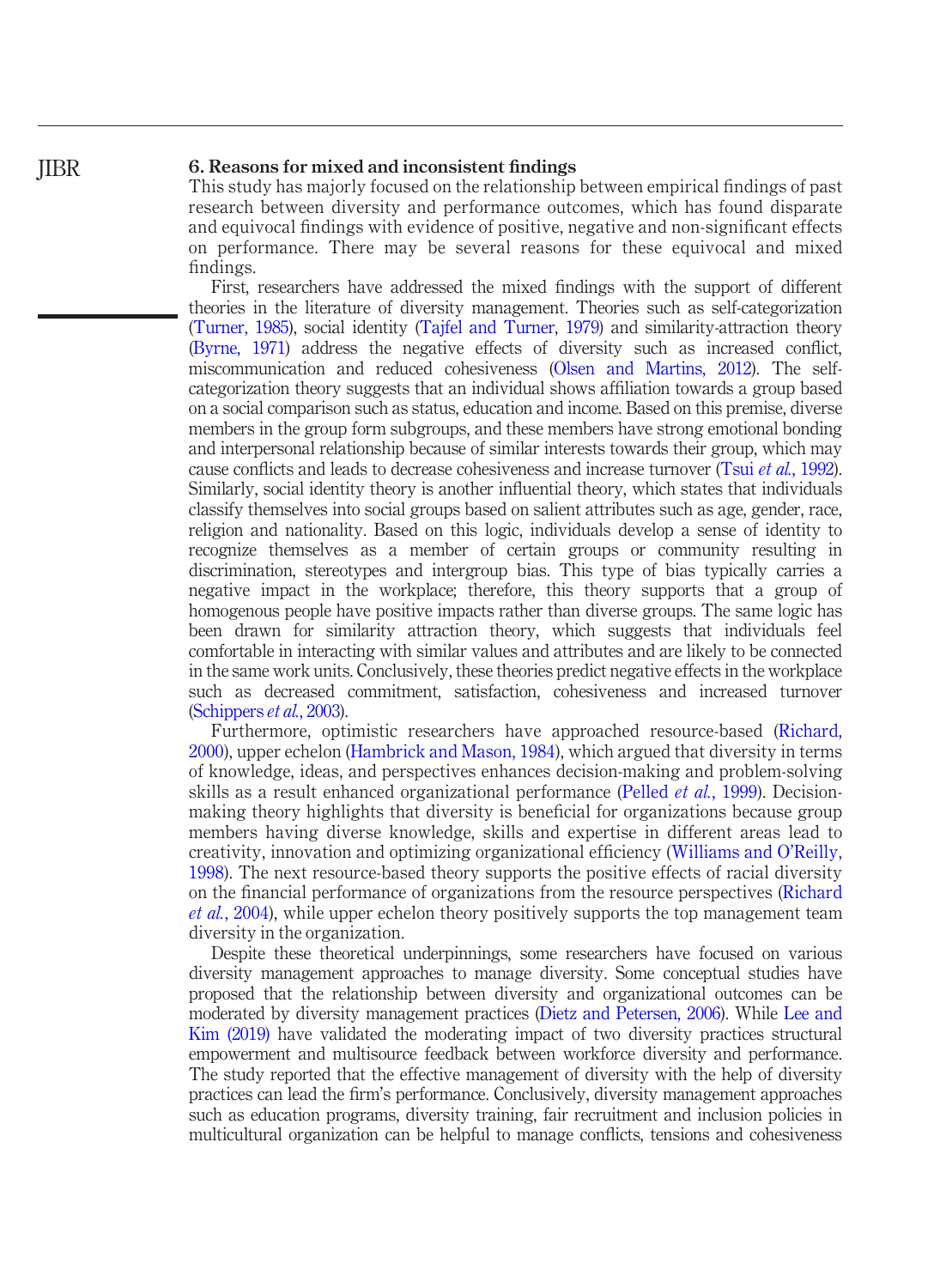## 6. Reasons for mixed and inconsistent findings

This study has majorly focused on the relationship between empirical findings of past research between diversity and performance outcomes, which has found disparate and equivocal findings with evidence of positive, negative and non-significant effects on performance. There may be several reasons for these equivocal and mixed findings.

First, researchers have addressed the mixed findings with the support of different theories in the literature of diversity management. Theories such as self-categorization (Turner, 1985), social identity (Tajfel and Turner, 1979) and similarity-attraction theory (Byrne, 1971) address the negative effects of diversity such as increased conflict, miscommunication and reduced cohesiveness (Olsen and Martins, 2012). The self-categorization theory suggests that an individual shows affiliation towards a group based on a social comparison such as status, education and income. Based on this premise, diverse members in the group form subgroups, and these members have strong emotional bonding and interpersonal relationship because of similar interests towards their group, which may cause conflicts and leads to decrease cohesiveness and increase turnover (Tsui *et al.*, 1992). Similarly, social identity theory is another influential theory, which states that individuals classify themselves into social groups based on salient attributes such as age, gender, race, religion and nationality. Based on this logic, individuals develop a sense of identity to recognize themselves as a member of certain groups or community resulting in discrimination, stereotypes and intergroup bias. This type of bias typically carries a negative impact in the workplace; therefore, this theory supports that a group of homogenous people have positive impacts rather than diverse groups. The same logic has been drawn for similarity attraction theory, which suggests that individuals feel comfortable in interacting with similar values and attributes and are likely to be connected in the same work units. Conclusively, these theories predict negative effects in the workplace such as decreased commitment, satisfaction, cohesiveness and increased turnover (Schippers *et al.*, 2003).

Furthermore, optimistic researchers have approached resource-based (Richard, 2000), upper echelon (Hambrick and Mason, 1984), which argued that diversity in terms of knowledge, ideas, and perspectives enhances decision-making and problem-solving skills as a result enhanced organizational performance (Pelled *et al.*, 1999). Decision-making theory highlights that diversity is beneficial for organizations because group members having diverse knowledge, skills and expertise in different areas lead to creativity, innovation and optimizing organizational efficiency (Williams and O'Reilly, 1998). The next resource-based theory supports the positive effects of racial diversity on the financial performance of organizations from the resource perspectives (Richard *et al.*, 2004), while upper echelon theory positively supports the top management team diversity in the organization.

Despite these theoretical underpinnings, some researchers have focused on various diversity management approaches to manage diversity. Some conceptual studies have proposed that the relationship between diversity and organizational outcomes can be moderated by diversity management practices (Dietz and Petersen, 2006). While Lee and Kim (2019) have validated the moderating impact of two diversity practices structural empowerment and multisource feedback between workforce diversity and performance. The study reported that the effective management of diversity with the help of diversity practices can lead the firm's performance. Conclusively, diversity management approaches such as education programs, diversity training, fair recruitment and inclusion policies in multicultural organization can be helpful to manage conflicts, tensions and cohesiveness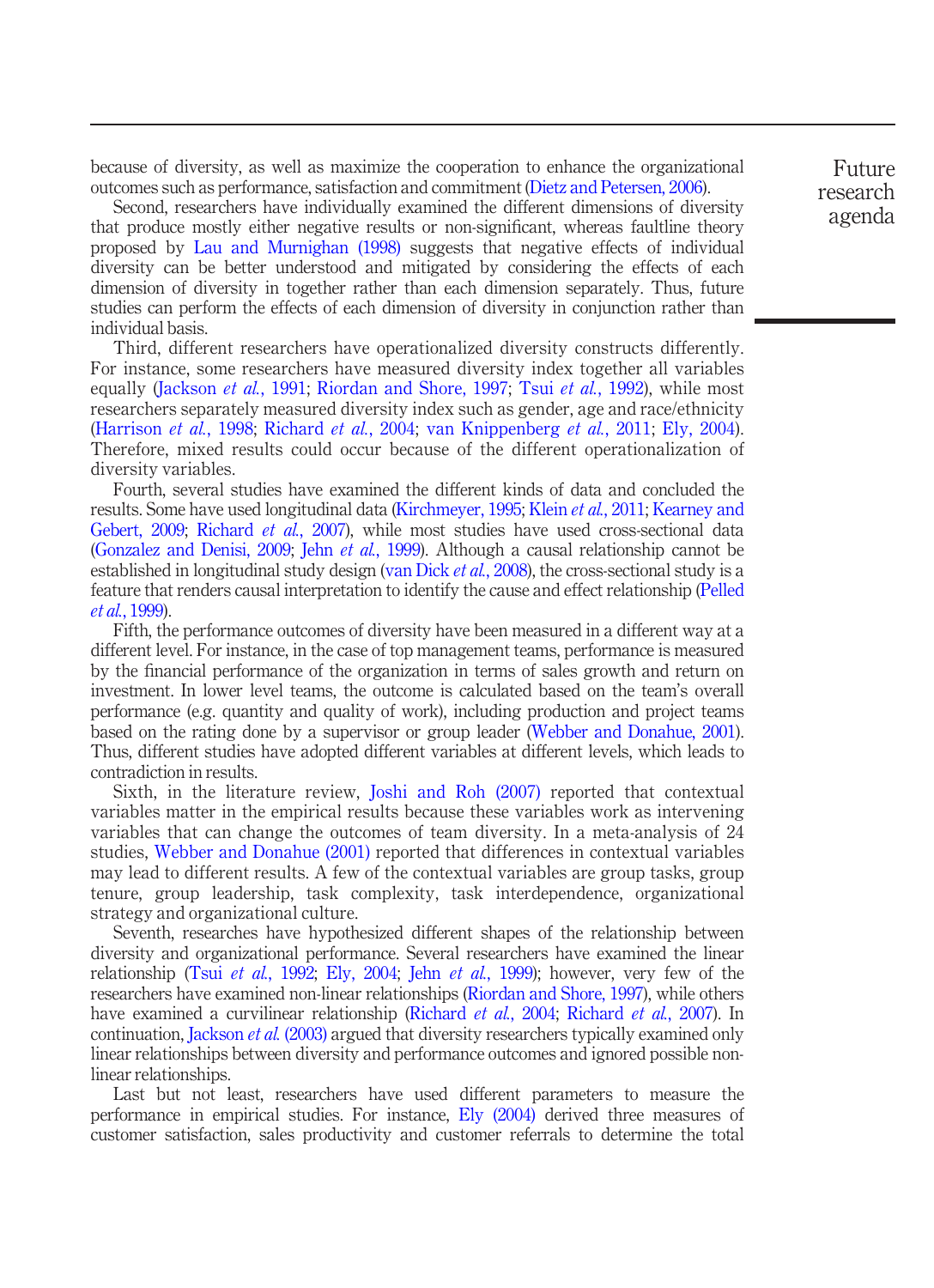because of diversity, as well as maximize the cooperation to enhance the organizational outcomes such as performance, satisfaction and commitment (Dietz and Petersen, 2006).

Second, researchers have individually examined the different dimensions of diversity that produce mostly either negative results or non-significant, whereas faultline theory proposed by Lau and Murnighan (1998) suggests that negative effects of individual diversity can be better understood and mitigated by considering the effects of each dimension of diversity in together rather than each dimension separately. Thus, future studies can perform the effects of each dimension of diversity in conjunction rather than individual basis.

Third, different researchers have operationalized diversity constructs differently. For instance, some researchers have measured diversity index together all variables equally (Jackson *et al.*, 1991; Riordan and Shore, 1997; Tsui *et al.*, 1992), while most researchers separately measured diversity index such as gender, age and race/ethnicity (Harrison *et al.*, 1998; Richard *et al.*, 2004; van Knippenberg *et al.*, 2011; Ely, 2004). Therefore, mixed results could occur because of the different operationalization of diversity variables.

Fourth, several studies have examined the different kinds of data and concluded the results. Some have used longitudinal data (Kirchmeyer, 1995; Klein *et al.*, 2011; Kearney and Gebert, 2009; Richard *et al.*, 2007), while most studies have used cross-sectional data (Gonzalez and Denisi, 2009; Jehn *et al.*, 1999). Although a causal relationship cannot be established in longitudinal study design (van Dick *et al.*, 2008), the cross-sectional study is a feature that renders causal interpretation to identify the cause and effect relationship (Pelled *et al.*, 1999).

Fifth, the performance outcomes of diversity have been measured in a different way at a different level. For instance, in the case of top management teams, performance is measured by the financial performance of the organization in terms of sales growth and return on investment. In lower level teams, the outcome is calculated based on the team's overall performance (e.g. quantity and quality of work), including production and project teams based on the rating done by a supervisor or group leader (Webber and Donahue, 2001). Thus, different studies have adopted different variables at different levels, which leads to contradiction in results.

Sixth, in the literature review, Joshi and Roh (2007) reported that contextual variables matter in the empirical results because these variables work as intervening variables that can change the outcomes of team diversity. In a meta-analysis of 24 studies, Webber and Donahue (2001) reported that differences in contextual variables may lead to different results. A few of the contextual variables are group tasks, group tenure, group leadership, task complexity, task interdependence, organizational strategy and organizational culture.

Seventh, researches have hypothesized different shapes of the relationship between diversity and organizational performance. Several researchers have examined the linear relationship (Tsui *et al.*, 1992; Ely, 2004; Jehn *et al.*, 1999); however, very few of the researchers have examined non-linear relationships (Riordan and Shore, 1997), while others have examined a curvilinear relationship (Richard *et al.*, 2004; Richard *et al.*, 2007). In continuation, Jackson *et al.* (2003) argued that diversity researchers typically examined only linear relationships between diversity and performance outcomes and ignored possible non-linear relationships.

Last but not least, researchers have used different parameters to measure the performance in empirical studies. For instance, Ely (2004) derived three measures of customer satisfaction, sales productivity and customer referrals to determine the total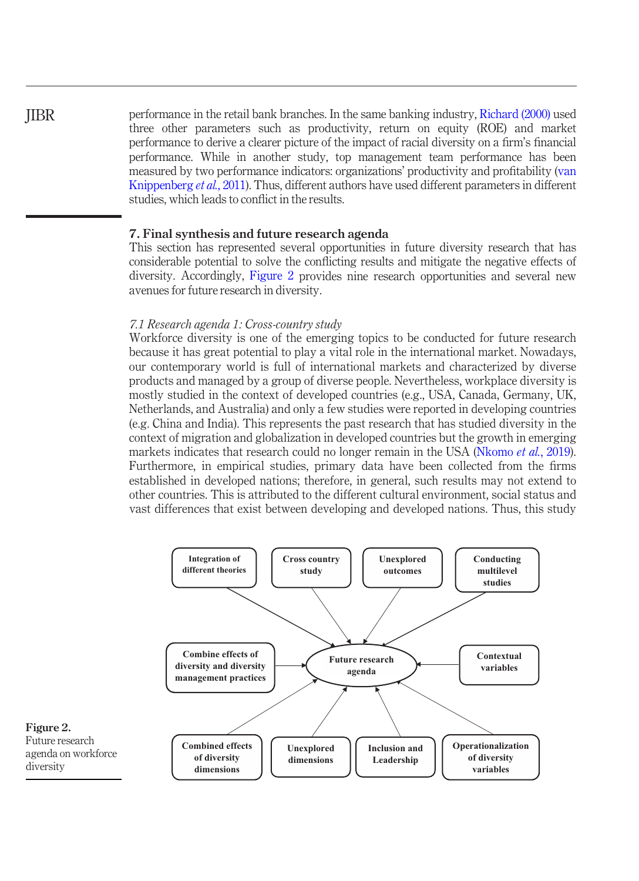performance in the retail bank branches. In the same banking industry, Richard (2000) used three other parameters such as productivity, return on equity (ROE) and market performance to derive a clearer picture of the impact of racial diversity on a firm's financial performance. While in another study, top management team performance has been measured by two performance indicators: organizations' productivity and profitability (van Knippenberg *et al.*, 2011). Thus, different authors have used different parameters in different studies, which leads to conflict in the results.

## 7. Final synthesis and future research agenda

This section has represented several opportunities in future diversity research that has considerable potential to solve the conflicting results and mitigate the negative effects of diversity. Accordingly, Figure 2 provides nine research opportunities and several new avenues for future research in diversity.

### *7.1 Research agenda 1: Cross-country study*

Workforce diversity is one of the emerging topics to be conducted for future research because it has great potential to play a vital role in the international market. Nowadays, our contemporary world is full of international markets and characterized by diverse products and managed by a group of diverse people. Nevertheless, workplace diversity is mostly studied in the context of developed countries (e.g., USA, Canada, Germany, UK, Netherlands, and Australia) and only a few studies were reported in developing countries (e.g. China and India). This represents the past research that has studied diversity in the context of migration and globalization in developed countries but the growth in emerging markets indicates that research could no longer remain in the USA (Nkomo *et al.*, 2019). Furthermore, in empirical studies, primary data have been collected from the firms established in developed nations; therefore, in general, such results may not extend to other countries. This is attributed to the different cultural environment, social status and vast differences that exist between developing and developed nations. Thus, this study

Integration of different theories | Cross country study | Unexplored outcomes | Conducting multilevel studies | Combine effects of diversity and diversity management practices | Future research agenda | Contextual variables | Combined effects of diversity dimensions | Unexplored dimensions | Inclusion and Leadership | Operationalization of diversity variables

**Figure 2.**
Future research agenda on workforce diversity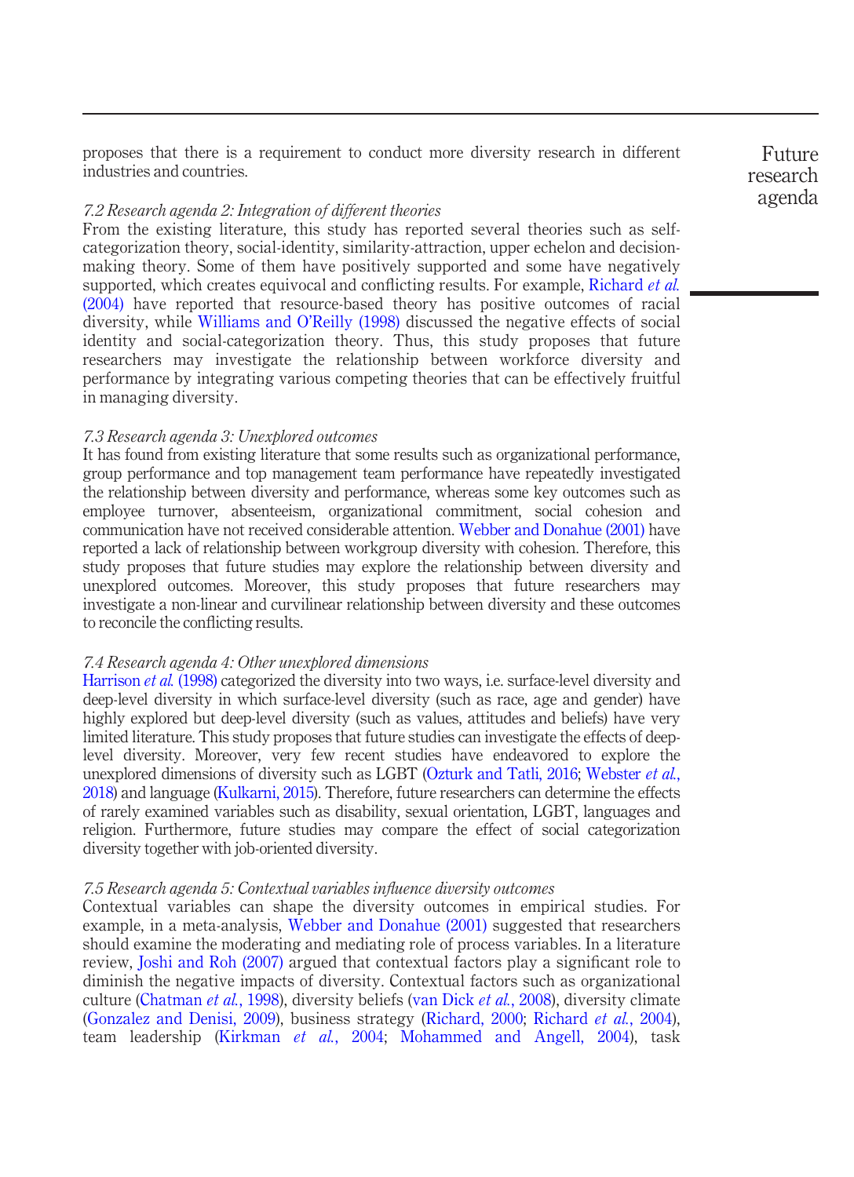proposes that there is a requirement to conduct more diversity research in different industries and countries.

### 7.2 Research agenda 2: Integration of different theories

From the existing literature, this study has reported several theories such as self-categorization theory, social-identity, similarity-attraction, upper echelon and decision-making theory. Some of them have positively supported and some have negatively supported, which creates equivocal and conflicting results. For example, Richard *et al.* (2004) have reported that resource-based theory has positive outcomes of racial diversity, while Williams and O'Reilly (1998) discussed the negative effects of social identity and social-categorization theory. Thus, this study proposes that future researchers may investigate the relationship between workforce diversity and performance by integrating various competing theories that can be effectively fruitful in managing diversity.

### 7.3 Research agenda 3: Unexplored outcomes

It has found from existing literature that some results such as organizational performance, group performance and top management team performance have repeatedly investigated the relationship between diversity and performance, whereas some key outcomes such as employee turnover, absenteeism, organizational commitment, social cohesion and communication have not received considerable attention. Webber and Donahue (2001) have reported a lack of relationship between workgroup diversity with cohesion. Therefore, this study proposes that future studies may explore the relationship between diversity and unexplored outcomes. Moreover, this study proposes that future researchers may investigate a non-linear and curvilinear relationship between diversity and these outcomes to reconcile the conflicting results.

### 7.4 Research agenda 4: Other unexplored dimensions

Harrison *et al.* (1998) categorized the diversity into two ways, i.e. surface-level diversity and deep-level diversity in which surface-level diversity (such as race, age and gender) have highly explored but deep-level diversity (such as values, attitudes and beliefs) have very limited literature. This study proposes that future studies can investigate the effects of deep-level diversity. Moreover, very few recent studies have endeavored to explore the unexplored dimensions of diversity such as LGBT (Ozturk and Tatli, 2016; Webster *et al.*, 2018) and language (Kulkarni, 2015). Therefore, future researchers can determine the effects of rarely examined variables such as disability, sexual orientation, LGBT, languages and religion. Furthermore, future studies may compare the effect of social categorization diversity together with job-oriented diversity.

### 7.5 Research agenda 5: Contextual variables influence diversity outcomes

Contextual variables can shape the diversity outcomes in empirical studies. For example, in a meta-analysis, Webber and Donahue (2001) suggested that researchers should examine the moderating and mediating role of process variables. In a literature review, Joshi and Roh (2007) argued that contextual factors play a significant role to diminish the negative impacts of diversity. Contextual factors such as organizational culture (Chatman *et al.*, 1998), diversity beliefs (van Dick *et al.*, 2008), diversity climate (Gonzalez and Denisi, 2009), business strategy (Richard, 2000; Richard *et al.*, 2004), team leadership (Kirkman *et al.*, 2004; Mohammed and Angell, 2004), task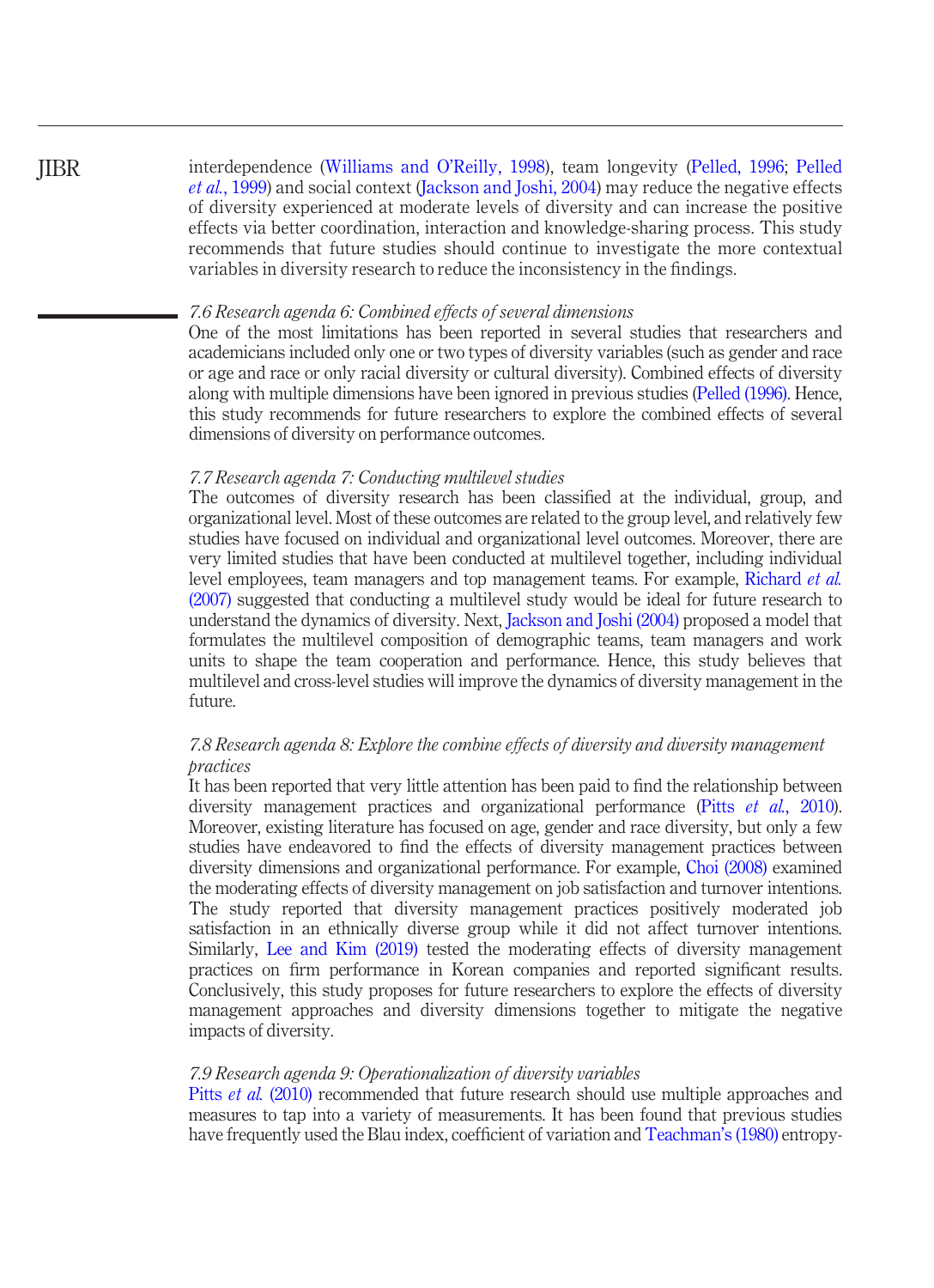interdependence (Williams and O'Reilly, 1998), team longevity (Pelled, 1996; Pelled *et al.*, 1999) and social context (Jackson and Joshi, 2004) may reduce the negative effects of diversity experienced at moderate levels of diversity and can increase the positive effects via better coordination, interaction and knowledge-sharing process. This study recommends that future studies should continue to investigate the more contextual variables in diversity research to reduce the inconsistency in the findings.

### *7.6 Research agenda 6: Combined effects of several dimensions*

One of the most limitations has been reported in several studies that researchers and academicians included only one or two types of diversity variables (such as gender and race or age and race or only racial diversity or cultural diversity). Combined effects of diversity along with multiple dimensions have been ignored in previous studies (Pelled (1996). Hence, this study recommends for future researchers to explore the combined effects of several dimensions of diversity on performance outcomes.

### *7.7 Research agenda 7: Conducting multilevel studies*

The outcomes of diversity research has been classified at the individual, group, and organizational level. Most of these outcomes are related to the group level, and relatively few studies have focused on individual and organizational level outcomes. Moreover, there are very limited studies that have been conducted at multilevel together, including individual level employees, team managers and top management teams. For example, Richard *et al.* (2007) suggested that conducting a multilevel study would be ideal for future research to understand the dynamics of diversity. Next, Jackson and Joshi (2004) proposed a model that formulates the multilevel composition of demographic teams, team managers and work units to shape the team cooperation and performance. Hence, this study believes that multilevel and cross-level studies will improve the dynamics of diversity management in the future.

### *7.8 Research agenda 8: Explore the combine effects of diversity and diversity management practices*

It has been reported that very little attention has been paid to find the relationship between diversity management practices and organizational performance (Pitts *et al.*, 2010). Moreover, existing literature has focused on age, gender and race diversity, but only a few studies have endeavored to find the effects of diversity management practices between diversity dimensions and organizational performance. For example, Choi (2008) examined the moderating effects of diversity management on job satisfaction and turnover intentions. The study reported that diversity management practices positively moderated job satisfaction in an ethnically diverse group while it did not affect turnover intentions. Similarly, Lee and Kim (2019) tested the moderating effects of diversity management practices on firm performance in Korean companies and reported significant results. Conclusively, this study proposes for future researchers to explore the effects of diversity management approaches and diversity dimensions together to mitigate the negative impacts of diversity.

### *7.9 Research agenda 9: Operationalization of diversity variables*

Pitts *et al.* (2010) recommended that future research should use multiple approaches and measures to tap into a variety of measurements. It has been found that previous studies have frequently used the Blau index, coefficient of variation and Teachman's (1980) entropy-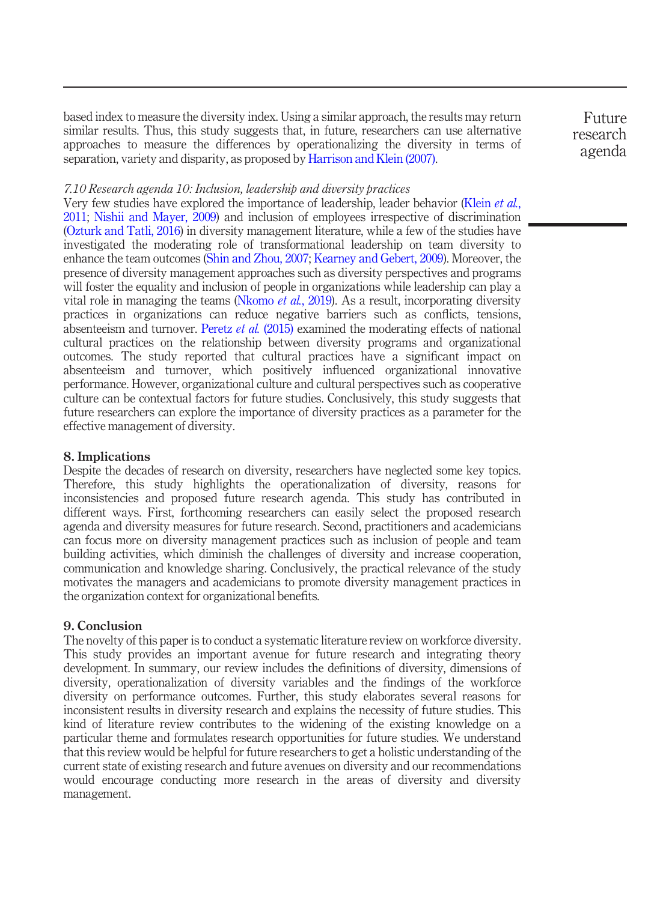based index to measure the diversity index. Using a similar approach, the results may return similar results. Thus, this study suggests that, in future, researchers can use alternative approaches to measure the differences by operationalizing the diversity in terms of separation, variety and disparity, as proposed by Harrison and Klein (2007).

### *7.10 Research agenda 10: Inclusion, leadership and diversity practices*

Very few studies have explored the importance of leadership, leader behavior (Klein *et al.*, 2011; Nishii and Mayer, 2009) and inclusion of employees irrespective of discrimination (Ozturk and Tatli, 2016) in diversity management literature, while a few of the studies have investigated the moderating role of transformational leadership on team diversity to enhance the team outcomes (Shin and Zhou, 2007; Kearney and Gebert, 2009). Moreover, the presence of diversity management approaches such as diversity perspectives and programs will foster the equality and inclusion of people in organizations while leadership can play a vital role in managing the teams (Nkomo *et al.*, 2019). As a result, incorporating diversity practices in organizations can reduce negative barriers such as conflicts, tensions, absenteeism and turnover. Peretz *et al.* (2015) examined the moderating effects of national cultural practices on the relationship between diversity programs and organizational outcomes. The study reported that cultural practices have a significant impact on absenteeism and turnover, which positively influenced organizational innovative performance. However, organizational culture and cultural perspectives such as cooperative culture can be contextual factors for future studies. Conclusively, this study suggests that future researchers can explore the importance of diversity practices as a parameter for the effective management of diversity.

## 8. Implications

Despite the decades of research on diversity, researchers have neglected some key topics. Therefore, this study highlights the operationalization of diversity, reasons for inconsistencies and proposed future research agenda. This study has contributed in different ways. First, forthcoming researchers can easily select the proposed research agenda and diversity measures for future research. Second, practitioners and academicians can focus more on diversity management practices such as inclusion of people and team building activities, which diminish the challenges of diversity and increase cooperation, communication and knowledge sharing. Conclusively, the practical relevance of the study motivates the managers and academicians to promote diversity management practices in the organization context for organizational benefits.

## 9. Conclusion

The novelty of this paper is to conduct a systematic literature review on workforce diversity. This study provides an important avenue for future research and integrating theory development. In summary, our review includes the definitions of diversity, dimensions of diversity, operationalization of diversity variables and the findings of the workforce diversity on performance outcomes. Further, this study elaborates several reasons for inconsistent results in diversity research and explains the necessity of future studies. This kind of literature review contributes to the widening of the existing knowledge on a particular theme and formulates research opportunities for future studies. We understand that this review would be helpful for future researchers to get a holistic understanding of the current state of existing research and future avenues on diversity and our recommendations would encourage conducting more research in the areas of diversity and diversity management.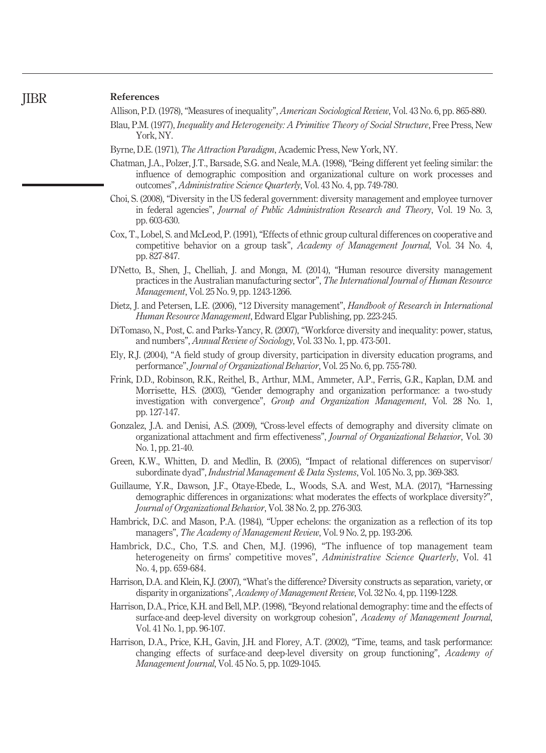## References

Allison, P.D. (1978), "Measures of inequality", *American Sociological Review*, Vol. 43 No. 6, pp. 865-880.

Blau, P.M. (1977), *Inequality and Heterogeneity: A Primitive Theory of Social Structure*, Free Press, New York, NY.

Byrne, D.E. (1971), *The Attraction Paradigm*, Academic Press, New York, NY.

Chatman, J.A., Polzer, J.T., Barsade, S.G. and Neale, M.A. (1998), "Being different yet feeling similar: the influence of demographic composition and organizational culture on work processes and outcomes", *Administrative Science Quarterly*, Vol. 43 No. 4, pp. 749-780.

Choi, S. (2008), "Diversity in the US federal government: diversity management and employee turnover in federal agencies", *Journal of Public Administration Research and Theory*, Vol. 19 No. 3, pp. 603-630.

Cox, T., Lobel, S. and McLeod, P. (1991), "Effects of ethnic group cultural differences on cooperative and competitive behavior on a group task", *Academy of Management Journal*, Vol. 34 No. 4, pp. 827-847.

D'Netto, B., Shen, J., Chelliah, J. and Monga, M. (2014), "Human resource diversity management practices in the Australian manufacturing sector", *The International Journal of Human Resource Management*, Vol. 25 No. 9, pp. 1243-1266.

Dietz, J. and Petersen, L.E. (2006), "12 Diversity management", *Handbook of Research in International Human Resource Management*, Edward Elgar Publishing, pp. 223-245.

DiTomaso, N., Post, C. and Parks-Yancy, R. (2007), "Workforce diversity and inequality: power, status, and numbers", *Annual Review of Sociology*, Vol. 33 No. 1, pp. 473-501.

Ely, R.J. (2004), "A field study of group diversity, participation in diversity education programs, and performance", *Journal of Organizational Behavior*, Vol. 25 No. 6, pp. 755-780.

Frink, D.D., Robinson, R.K., Reithel, B., Arthur, M.M., Ammeter, A.P., Ferris, G.R., Kaplan, D.M. and Morrisette, H.S. (2003), "Gender demography and organization performance: a two-study investigation with convergence", *Group and Organization Management*, Vol. 28 No. 1, pp. 127-147.

Gonzalez, J.A. and Denisi, A.S. (2009), "Cross-level effects of demography and diversity climate on organizational attachment and firm effectiveness", *Journal of Organizational Behavior*, Vol. 30 No. 1, pp. 21-40.

Green, K.W., Whitten, D. and Medlin, B. (2005), "Impact of relational differences on supervisor/subordinate dyad", *Industrial Management & Data Systems*, Vol. 105 No. 3, pp. 369-383.

Guillaume, Y.R., Dawson, J.F., Otaye-Ebede, L., Woods, S.A. and West, M.A. (2017), "Harnessing demographic differences in organizations: what moderates the effects of workplace diversity?", *Journal of Organizational Behavior*, Vol. 38 No. 2, pp. 276-303.

Hambrick, D.C. and Mason, P.A. (1984), "Upper echelons: the organization as a reflection of its top managers", *The Academy of Management Review*, Vol. 9 No. 2, pp. 193-206.

Hambrick, D.C., Cho, T.S. and Chen, M.J. (1996), "The influence of top management team heterogeneity on firms' competitive moves", *Administrative Science Quarterly*, Vol. 41 No. 4, pp. 659-684.

Harrison, D.A. and Klein, K.J. (2007), "What's the difference? Diversity constructs as separation, variety, or disparity in organizations", *Academy of Management Review*, Vol. 32 No. 4, pp. 1199-1228.

Harrison, D.A., Price, K.H. and Bell, M.P. (1998), "Beyond relational demography: time and the effects of surface-and deep-level diversity on workgroup cohesion", *Academy of Management Journal*, Vol. 41 No. 1, pp. 96-107.

Harrison, D.A., Price, K.H., Gavin, J.H. and Florey, A.T. (2002), "Time, teams, and task performance: changing effects of surface-and deep-level diversity on group functioning", *Academy of Management Journal*, Vol. 45 No. 5, pp. 1029-1045.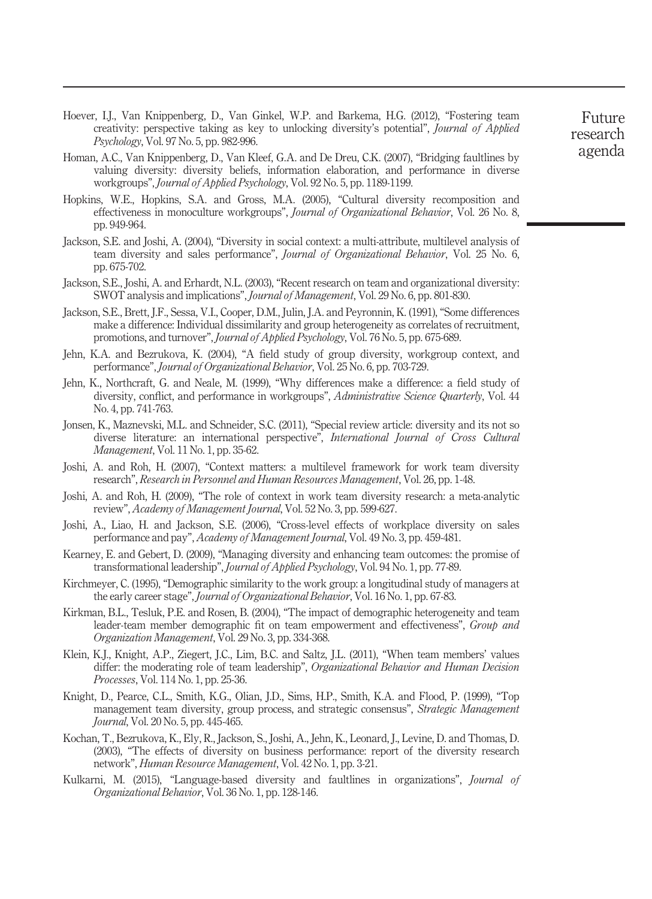Hoever, I.J., Van Knippenberg, D., Van Ginkel, W.P. and Barkema, H.G. (2012), "Fostering team creativity: perspective taking as key to unlocking diversity's potential", *Journal of Applied Psychology*, Vol. 97 No. 5, pp. 982-996.

Homan, A.C., Van Knippenberg, D., Van Kleef, G.A. and De Dreu, C.K. (2007), "Bridging faultlines by valuing diversity: diversity beliefs, information elaboration, and performance in diverse workgroups", *Journal of Applied Psychology*, Vol. 92 No. 5, pp. 1189-1199.

Hopkins, W.E., Hopkins, S.A. and Gross, M.A. (2005), "Cultural diversity recomposition and effectiveness in monoculture workgroups", *Journal of Organizational Behavior*, Vol. 26 No. 8, pp. 949-964.

Jackson, S.E. and Joshi, A. (2004), "Diversity in social context: a multi-attribute, multilevel analysis of team diversity and sales performance", *Journal of Organizational Behavior*, Vol. 25 No. 6, pp. 675-702.

Jackson, S.E., Joshi, A. and Erhardt, N.L. (2003), "Recent research on team and organizational diversity: SWOT analysis and implications", *Journal of Management*, Vol. 29 No. 6, pp. 801-830.

Jackson, S.E., Brett, J.F., Sessa, V.I., Cooper, D.M., Julin, J.A. and Peyronnin, K. (1991), "Some differences make a difference: Individual dissimilarity and group heterogeneity as correlates of recruitment, promotions, and turnover", *Journal of Applied Psychology*, Vol. 76 No. 5, pp. 675-689.

Jehn, K.A. and Bezrukova, K. (2004), "A field study of group diversity, workgroup context, and performance", *Journal of Organizational Behavior*, Vol. 25 No. 6, pp. 703-729.

Jehn, K., Northcraft, G. and Neale, M. (1999), "Why differences make a difference: a field study of diversity, conflict, and performance in workgroups", *Administrative Science Quarterly*, Vol. 44 No. 4, pp. 741-763.

Jonsen, K., Maznevski, M.L. and Schneider, S.C. (2011), "Special review article: diversity and its not so diverse literature: an international perspective", *International Journal of Cross Cultural Management*, Vol. 11 No. 1, pp. 35-62.

Joshi, A. and Roh, H. (2007), "Context matters: a multilevel framework for work team diversity research", *Research in Personnel and Human Resources Management*, Vol. 26, pp. 1-48.

Joshi, A. and Roh, H. (2009), "The role of context in work team diversity research: a meta-analytic review", *Academy of Management Journal*, Vol. 52 No. 3, pp. 599-627.

Joshi, A., Liao, H. and Jackson, S.E. (2006), "Cross-level effects of workplace diversity on sales performance and pay", *Academy of Management Journal*, Vol. 49 No. 3, pp. 459-481.

Kearney, E. and Gebert, D. (2009), "Managing diversity and enhancing team outcomes: the promise of transformational leadership", *Journal of Applied Psychology*, Vol. 94 No. 1, pp. 77-89.

Kirchmeyer, C. (1995), "Demographic similarity to the work group: a longitudinal study of managers at the early career stage", *Journal of Organizational Behavior*, Vol. 16 No. 1, pp. 67-83.

Kirkman, B.L., Tesluk, P.E. and Rosen, B. (2004), "The impact of demographic heterogeneity and team leader-team member demographic fit on team empowerment and effectiveness", *Group and Organization Management*, Vol. 29 No. 3, pp. 334-368.

Klein, K.J., Knight, A.P., Ziegert, J.C., Lim, B.C. and Saltz, J.L. (2011), "When team members' values differ: the moderating role of team leadership", *Organizational Behavior and Human Decision Processes*, Vol. 114 No. 1, pp. 25-36.

Knight, D., Pearce, C.L., Smith, K.G., Olian, J.D., Sims, H.P., Smith, K.A. and Flood, P. (1999), "Top management team diversity, group process, and strategic consensus", *Strategic Management Journal*, Vol. 20 No. 5, pp. 445-465.

Kochan, T., Bezrukova, K., Ely, R., Jackson, S., Joshi, A., Jehn, K., Leonard, J., Levine, D. and Thomas, D. (2003), "The effects of diversity on business performance: report of the diversity research network", *Human Resource Management*, Vol. 42 No. 1, pp. 3-21.

Kulkarni, M. (2015), "Language-based diversity and faultlines in organizations", *Journal of Organizational Behavior*, Vol. 36 No. 1, pp. 128-146.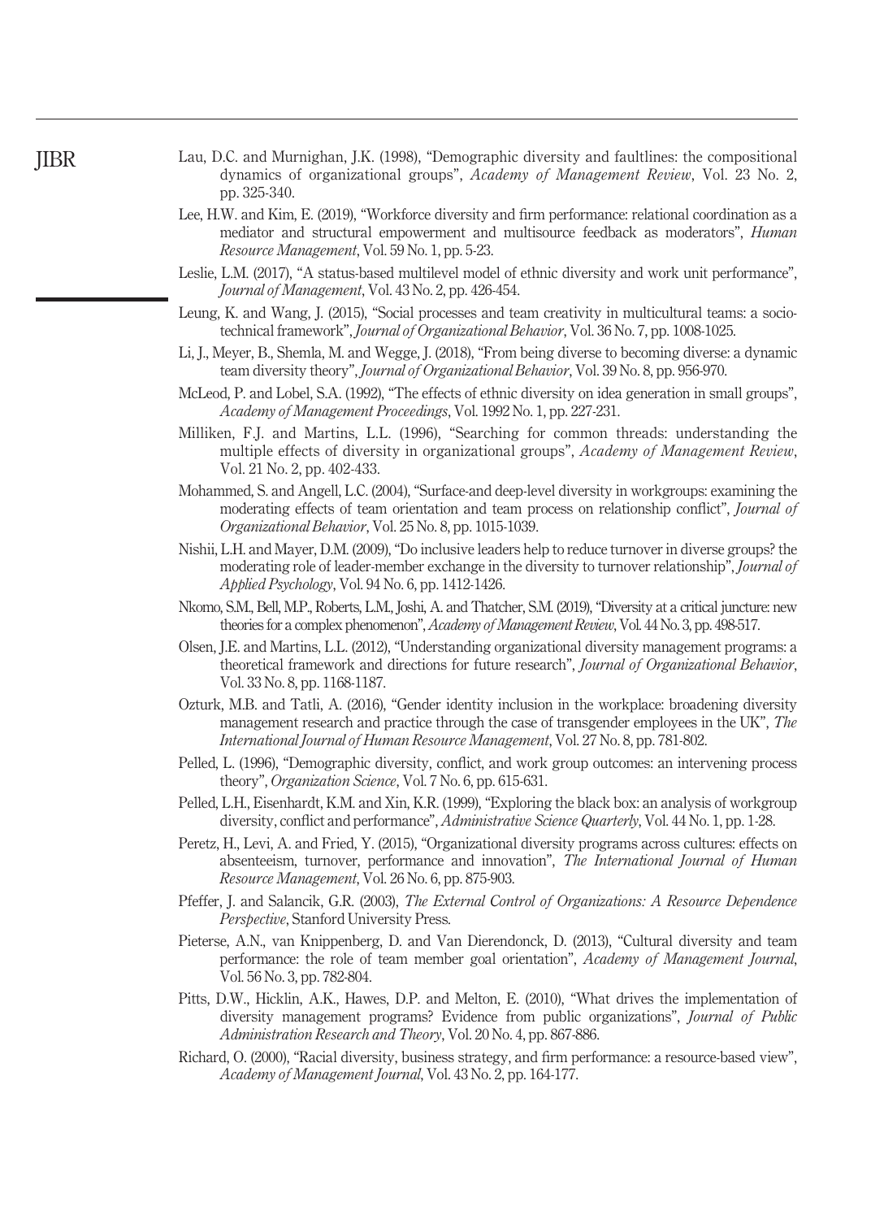Lau, D.C. and Murnighan, J.K. (1998), "Demographic diversity and faultlines: the compositional dynamics of organizational groups", *Academy of Management Review*, Vol. 23 No. 2, pp. 325-340.

Lee, H.W. and Kim, E. (2019), "Workforce diversity and firm performance: relational coordination as a mediator and structural empowerment and multisource feedback as moderators", *Human Resource Management*, Vol. 59 No. 1, pp. 5-23.

Leslie, L.M. (2017), "A status-based multilevel model of ethnic diversity and work unit performance", *Journal of Management*, Vol. 43 No. 2, pp. 426-454.

Leung, K. and Wang, J. (2015), "Social processes and team creativity in multicultural teams: a socio-technical framework", *Journal of Organizational Behavior*, Vol. 36 No. 7, pp. 1008-1025.

Li, J., Meyer, B., Shemla, M. and Wegge, J. (2018), "From being diverse to becoming diverse: a dynamic team diversity theory", *Journal of Organizational Behavior*, Vol. 39 No. 8, pp. 956-970.

McLeod, P. and Lobel, S.A. (1992), "The effects of ethnic diversity on idea generation in small groups", *Academy of Management Proceedings*, Vol. 1992 No. 1, pp. 227-231.

Milliken, F.J. and Martins, L.L. (1996), "Searching for common threads: understanding the multiple effects of diversity in organizational groups", *Academy of Management Review*, Vol. 21 No. 2, pp. 402-433.

Mohammed, S. and Angell, L.C. (2004), "Surface-and deep-level diversity in workgroups: examining the moderating effects of team orientation and team process on relationship conflict", *Journal of Organizational Behavior*, Vol. 25 No. 8, pp. 1015-1039.

Nishii, L.H. and Mayer, D.M. (2009), "Do inclusive leaders help to reduce turnover in diverse groups? the moderating role of leader-member exchange in the diversity to turnover relationship", *Journal of Applied Psychology*, Vol. 94 No. 6, pp. 1412-1426.

Nkomo, S.M., Bell, M.P., Roberts, L.M., Joshi, A. and Thatcher, S.M. (2019), "Diversity at a critical juncture: new theories for a complex phenomenon", *Academy of Management Review*, Vol. 44 No. 3, pp. 498-517.

Olsen, J.E. and Martins, L.L. (2012), "Understanding organizational diversity management programs: a theoretical framework and directions for future research", *Journal of Organizational Behavior*, Vol. 33 No. 8, pp. 1168-1187.

Ozturk, M.B. and Tatli, A. (2016), "Gender identity inclusion in the workplace: broadening diversity management research and practice through the case of transgender employees in the UK", *The International Journal of Human Resource Management*, Vol. 27 No. 8, pp. 781-802.

Pelled, L. (1996), "Demographic diversity, conflict, and work group outcomes: an intervening process theory", *Organization Science*, Vol. 7 No. 6, pp. 615-631.

Pelled, L.H., Eisenhardt, K.M. and Xin, K.R. (1999), "Exploring the black box: an analysis of workgroup diversity, conflict and performance", *Administrative Science Quarterly*, Vol. 44 No. 1, pp. 1-28.

Peretz, H., Levi, A. and Fried, Y. (2015), "Organizational diversity programs across cultures: effects on absenteeism, turnover, performance and innovation", *The International Journal of Human Resource Management*, Vol. 26 No. 6, pp. 875-903.

Pfeffer, J. and Salancik, G.R. (2003), *The External Control of Organizations: A Resource Dependence Perspective*, Stanford University Press.

Pieterse, A.N., van Knippenberg, D. and Van Dierendonck, D. (2013), "Cultural diversity and team performance: the role of team member goal orientation", *Academy of Management Journal*, Vol. 56 No. 3, pp. 782-804.

Pitts, D.W., Hicklin, A.K., Hawes, D.P. and Melton, E. (2010), "What drives the implementation of diversity management programs? Evidence from public organizations", *Journal of Public Administration Research and Theory*, Vol. 20 No. 4, pp. 867-886.

Richard, O. (2000), "Racial diversity, business strategy, and firm performance: a resource-based view", *Academy of Management Journal*, Vol. 43 No. 2, pp. 164-177.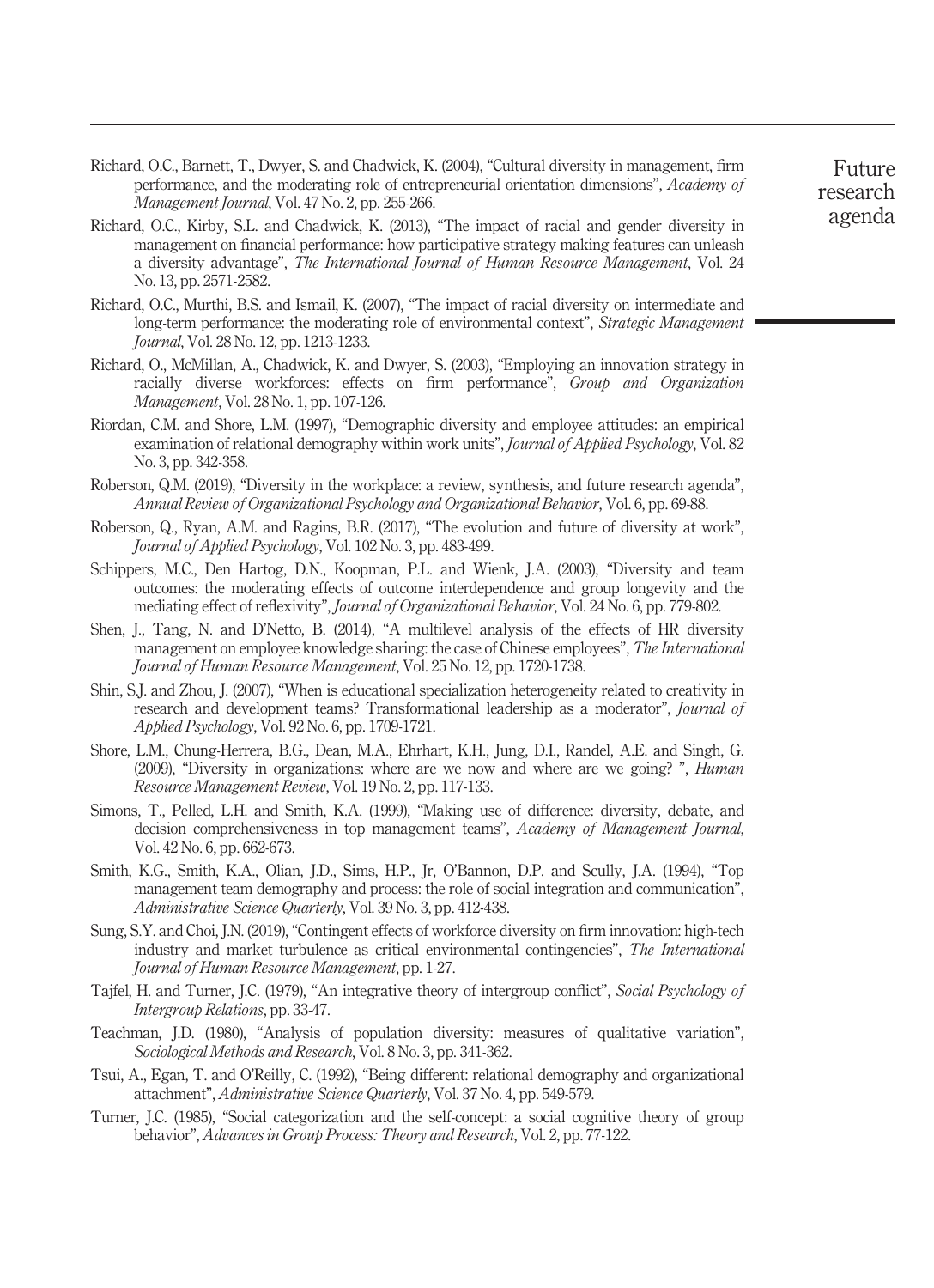Richard, O.C., Barnett, T., Dwyer, S. and Chadwick, K. (2004), "Cultural diversity in management, firm performance, and the moderating role of entrepreneurial orientation dimensions", *Academy of Management Journal*, Vol. 47 No. 2, pp. 255-266.

Richard, O.C., Kirby, S.L. and Chadwick, K. (2013), "The impact of racial and gender diversity in management on financial performance: how participative strategy making features can unleash a diversity advantage", *The International Journal of Human Resource Management*, Vol. 24 No. 13, pp. 2571-2582.

Richard, O.C., Murthi, B.S. and Ismail, K. (2007), "The impact of racial diversity on intermediate and long-term performance: the moderating role of environmental context", *Strategic Management Journal*, Vol. 28 No. 12, pp. 1213-1233.

Richard, O., McMillan, A., Chadwick, K. and Dwyer, S. (2003), "Employing an innovation strategy in racially diverse workforces: effects on firm performance", *Group and Organization Management*, Vol. 28 No. 1, pp. 107-126.

Riordan, C.M. and Shore, L.M. (1997), "Demographic diversity and employee attitudes: an empirical examination of relational demography within work units", *Journal of Applied Psychology*, Vol. 82 No. 3, pp. 342-358.

Roberson, Q.M. (2019), "Diversity in the workplace: a review, synthesis, and future research agenda", *Annual Review of Organizational Psychology and Organizational Behavior*, Vol. 6, pp. 69-88.

Roberson, Q., Ryan, A.M. and Ragins, B.R. (2017), "The evolution and future of diversity at work", *Journal of Applied Psychology*, Vol. 102 No. 3, pp. 483-499.

Schippers, M.C., Den Hartog, D.N., Koopman, P.L. and Wienk, J.A. (2003), "Diversity and team outcomes: the moderating effects of outcome interdependence and group longevity and the mediating effect of reflexivity", *Journal of Organizational Behavior*, Vol. 24 No. 6, pp. 779-802.

Shen, J., Tang, N. and D'Netto, B. (2014), "A multilevel analysis of the effects of HR diversity management on employee knowledge sharing: the case of Chinese employees", *The International Journal of Human Resource Management*, Vol. 25 No. 12, pp. 1720-1738.

Shin, S.J. and Zhou, J. (2007), "When is educational specialization heterogeneity related to creativity in research and development teams? Transformational leadership as a moderator", *Journal of Applied Psychology*, Vol. 92 No. 6, pp. 1709-1721.

Shore, L.M., Chung-Herrera, B.G., Dean, M.A., Ehrhart, K.H., Jung, D.I., Randel, A.E. and Singh, G. (2009), "Diversity in organizations: where are we now and where are we going? ", *Human Resource Management Review*, Vol. 19 No. 2, pp. 117-133.

Simons, T., Pelled, L.H. and Smith, K.A. (1999), "Making use of difference: diversity, debate, and decision comprehensiveness in top management teams", *Academy of Management Journal*, Vol. 42 No. 6, pp. 662-673.

Smith, K.G., Smith, K.A., Olian, J.D., Sims, H.P., Jr, O'Bannon, D.P. and Scully, J.A. (1994), "Top management team demography and process: the role of social integration and communication", *Administrative Science Quarterly*, Vol. 39 No. 3, pp. 412-438.

Sung, S.Y. and Choi, J.N. (2019), "Contingent effects of workforce diversity on firm innovation: high-tech industry and market turbulence as critical environmental contingencies", *The International Journal of Human Resource Management*, pp. 1-27.

Tajfel, H. and Turner, J.C. (1979), "An integrative theory of intergroup conflict", *Social Psychology of Intergroup Relations*, pp. 33-47.

Teachman, J.D. (1980), "Analysis of population diversity: measures of qualitative variation", *Sociological Methods and Research*, Vol. 8 No. 3, pp. 341-362.

Tsui, A., Egan, T. and O'Reilly, C. (1992), "Being different: relational demography and organizational attachment", *Administrative Science Quarterly*, Vol. 37 No. 4, pp. 549-579.

Turner, J.C. (1985), "Social categorization and the self-concept: a social cognitive theory of group behavior", *Advances in Group Process: Theory and Research*, Vol. 2, pp. 77-122.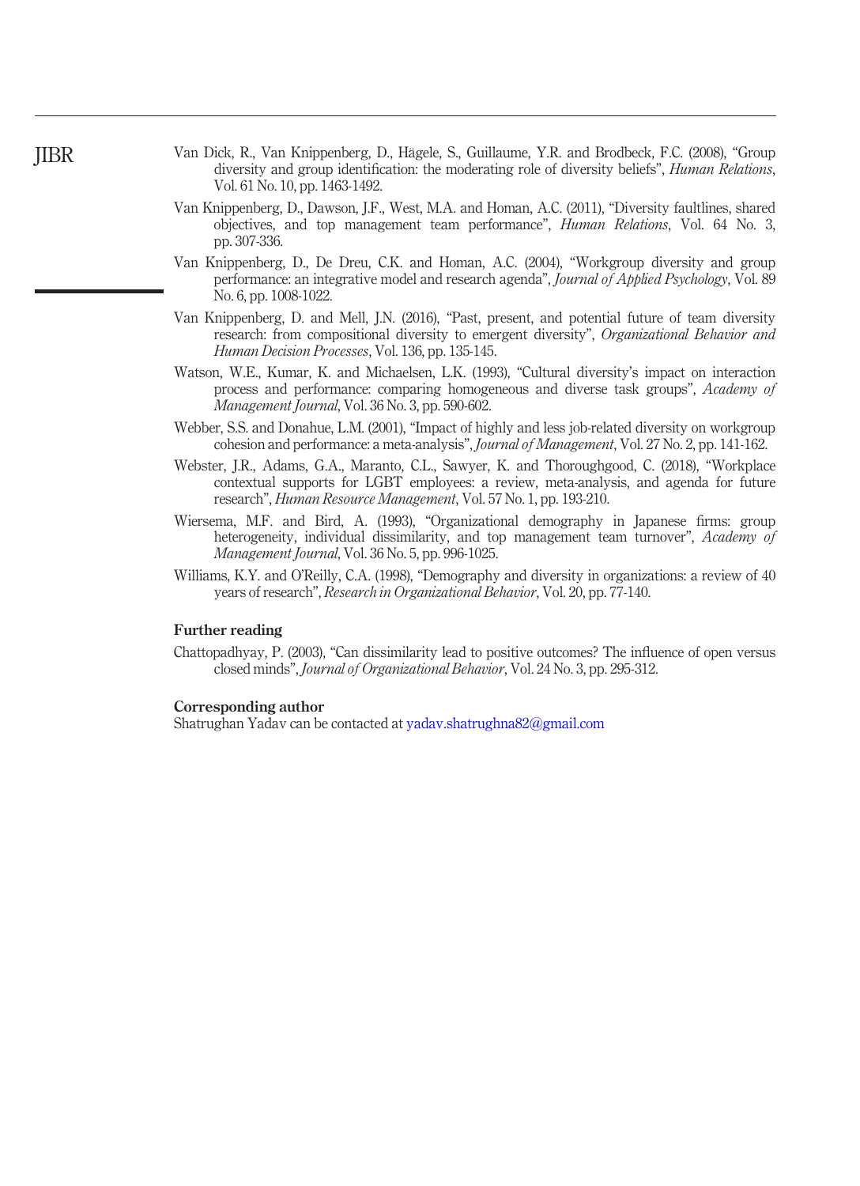Van Dick, R., Van Knippenberg, D., Hägele, S., Guillaume, Y.R. and Brodbeck, F.C. (2008), "Group diversity and group identification: the moderating role of diversity beliefs", *Human Relations*, Vol. 61 No. 10, pp. 1463-1492.

Van Knippenberg, D., Dawson, J.F., West, M.A. and Homan, A.C. (2011), "Diversity faultlines, shared objectives, and top management team performance", *Human Relations*, Vol. 64 No. 3, pp. 307-336.

Van Knippenberg, D., De Dreu, C.K. and Homan, A.C. (2004), "Workgroup diversity and group performance: an integrative model and research agenda", *Journal of Applied Psychology*, Vol. 89 No. 6, pp. 1008-1022.

Van Knippenberg, D. and Mell, J.N. (2016), "Past, present, and potential future of team diversity research: from compositional diversity to emergent diversity", *Organizational Behavior and Human Decision Processes*, Vol. 136, pp. 135-145.

Watson, W.E., Kumar, K. and Michaelsen, L.K. (1993), "Cultural diversity's impact on interaction process and performance: comparing homogeneous and diverse task groups", *Academy of Management Journal*, Vol. 36 No. 3, pp. 590-602.

Webber, S.S. and Donahue, L.M. (2001), "Impact of highly and less job-related diversity on workgroup cohesion and performance: a meta-analysis", *Journal of Management*, Vol. 27 No. 2, pp. 141-162.

Webster, J.R., Adams, G.A., Maranto, C.L., Sawyer, K. and Thoroughgood, C. (2018), "Workplace contextual supports for LGBT employees: a review, meta-analysis, and agenda for future research", *Human Resource Management*, Vol. 57 No. 1, pp. 193-210.

Wiersema, M.F. and Bird, A. (1993), "Organizational demography in Japanese firms: group heterogeneity, individual dissimilarity, and top management team turnover", *Academy of Management Journal*, Vol. 36 No. 5, pp. 996-1025.

Williams, K.Y. and O'Reilly, C.A. (1998), "Demography and diversity in organizations: a review of 40 years of research", *Research in Organizational Behavior*, Vol. 20, pp. 77-140.

## Further reading

Chattopadhyay, P. (2003), "Can dissimilarity lead to positive outcomes? The influence of open versus closed minds", *Journal of Organizational Behavior*, Vol. 24 No. 3, pp. 295-312.

## Corresponding author

Shatrughan Yadav can be contacted at yadav.shatrughna82@gmail.com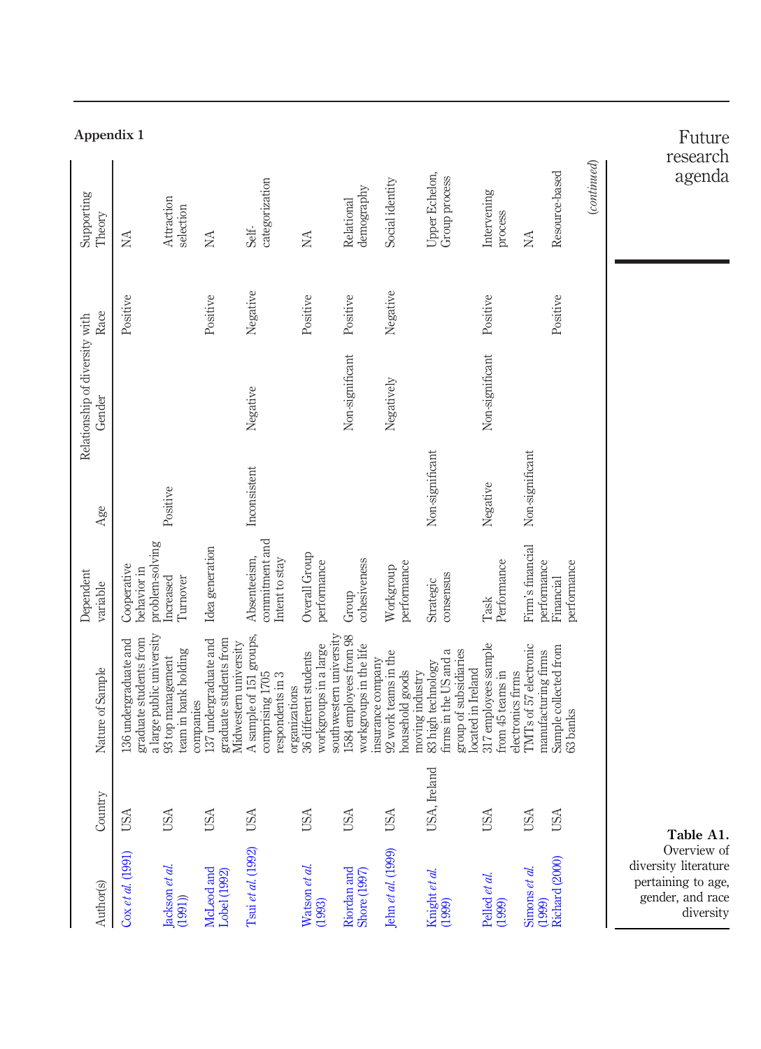## Appendix 1

**Table A1.** Overview of diversity literature pertaining to age, gender, and race diversity

| Author(s) | Country | Nature of Sample | Dependent variable | Relationship of diversity with Age | Gender | Race | Supporting Theory |
|---|---|---|---|---|---|---|---|
| Cox *et al.* (1991) | USA | 136 undergraduate and graduate students from a large public university | Cooperative behavior in problem-solving | | | Positive | NA |
| Jackson *et al.* (1991)) | USA | 93 top management team in bank holding companies | Increased Turnover | Positive | | | Attraction selection |
| McLeod and Lobel (1992) | USA | 137 undergraduate and graduate students from Midwestern university | Idea generation | | | Positive | NA |
| Tsui *et al.* (1992) | USA | A sample of 151 groups, comprising 1705 respondents in 3 organizations | Absenteeism, commitment and Intent to stay | Inconsistent | Negative | Negative | Self-categorization |
| Watson *et al.* (1993) | USA | 36 different students workgroups in a large southwestern university | Overall Group performance | | | Positive | NA |
| Riordan and Shore (1997) | USA | 1584 employees from 98 workgroups in the life insurance company | Group cohesiveness | | Non-significant | Positive | Relational demography |
| Jehn *et al.* (1999) | USA | 92 work teams in the household goods moving industry | Workgroup performance | | Negatively | Negative | Social identity |
| Knight *et al.* (1999) | USA, Ireland | 83 high technology firms in the US and a group of subsidiaries located in Ireland | Strategic consensus | Non-significant | | | Upper Echelon, Group process |
| Pelled *et al.* (1999) | USA | 317 employees sample from 45 teams in electronics firms | Task Performance | Negative | Non-significant | Positive | Intervening process |
| Simons *et al.* (1999) | USA | TMTs of 57 electronic manufacturing firms | Firm's financial performance | Non-significant | | | NA |
| Richard (2000) | USA | Sample collected from 63 banks | Financial performance | | | Positive | Resource-based |

*(continued)*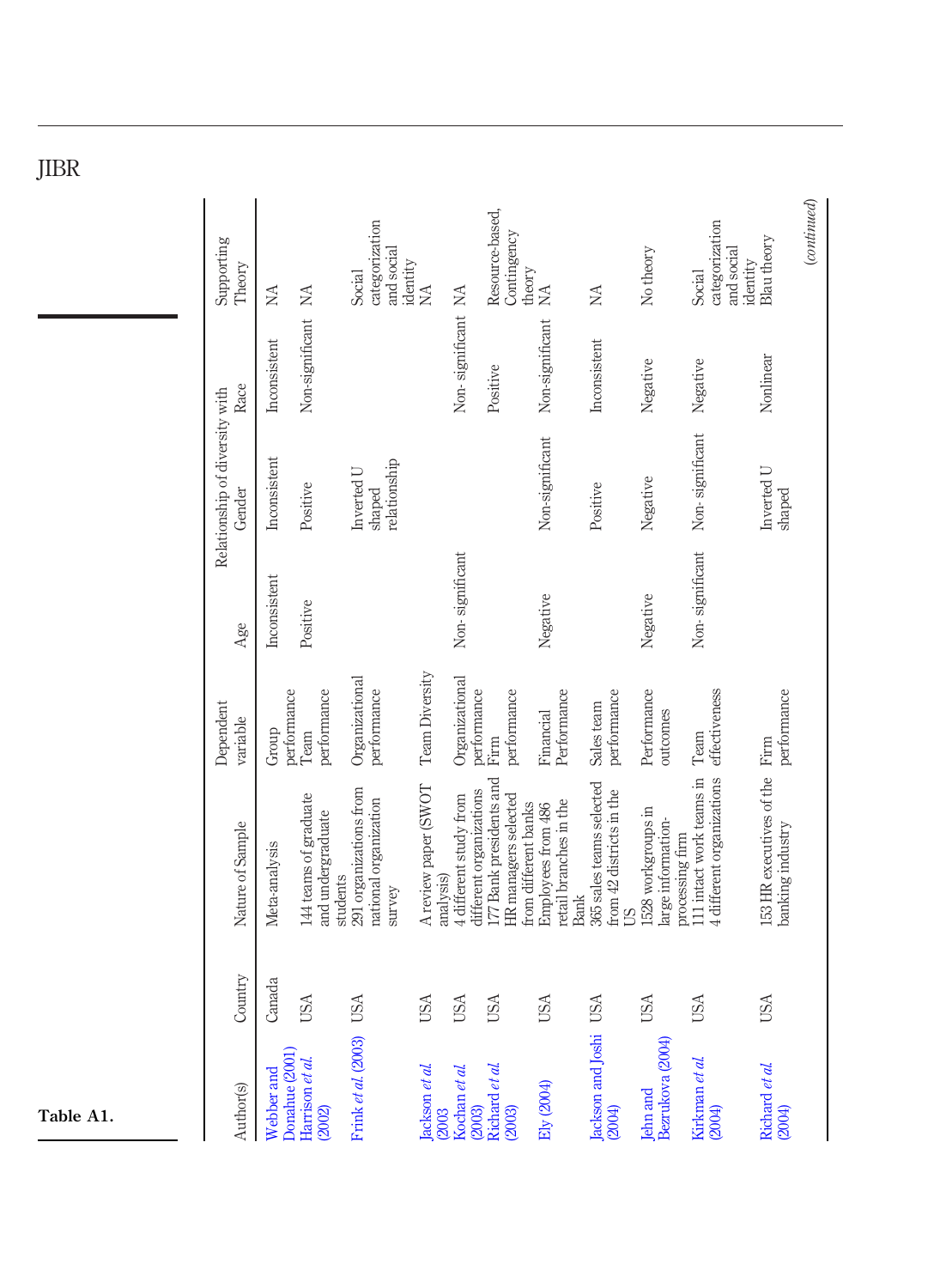Table A1.

| Author(s) | Country | Nature of Sample | Dependent variable | Relationship of diversity with | | | Supporting Theory |
|---|---|---|---|---|---|---|---|
| | | | | Age | Gender | Race | |
| Webber and Donahue (2001) | Canada | Meta-analysis | Group performance | Inconsistent | Inconsistent | Inconsistent | NA |
| Harrison *et al.* (2002) | USA | 144 teams of graduate and undergraduate students | Team performance | Positive | Positive | Non-significant | NA |
| Frink *et al.* (2003) | USA | 291 organizations from national organization survey | Organizational performance | | Inverted U shaped relationship | | Social categorization and social identity |
| Jackson *et al.* (2003 | USA | A review paper (SWOT analysis) | Team Diversity | | | | NA |
| Kochan *et al.* (2003) | USA | 4 different study from different organizations | Organizational performance | Non-significant | | Non-significant | NA |
| Richard *et al.* (2003) | USA | 177 Bank presidents and HR managers selected from different banks | Firm performance | | | Positive | Resource-based, Contingency theory |
| Ely (2004) | USA | Employees from 486 retail branches in the Bank | Financial Performance | Negative | Non-significant | Non-significant | NA |
| Jackson and Joshi (2004) | USA | 365 sales teams selected from 42 districts in the US | Sales team performance | | Positive | Inconsistent | NA |
| Jehn and Bezrukova (2004) | USA | 1528 workgroups in large information-processing firm | Performance outcomes | Negative | Negative | Negative | No theory |
| Kirkman *et al.* (2004) | USA | 111 intact work teams in 4 different organizations | Team effectiveness | Non-significant | Non-significant | Negative | Social categorization and social identity |
| Richard *et al.* (2004) | USA | 153 HR executives of the banking industry | Firm performance | | Inverted U shaped | Nonlinear | Blau theory |

*(continued)*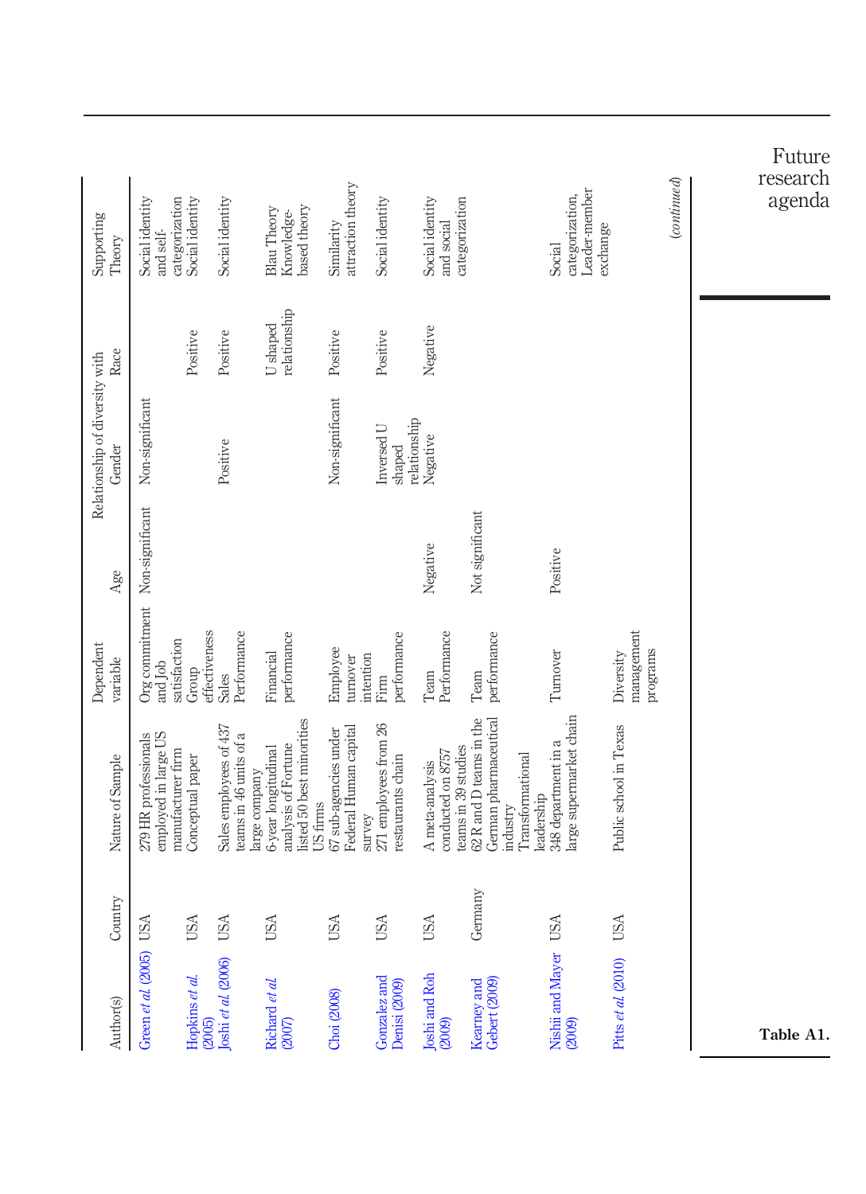| Author(s) | Country | Nature of Sample | Dependent variable | Relationship of diversity with | | | Supporting Theory |
|---|---|---|---|---|---|---|---|
| | | | | Age | Gender | Race | |
| Green *et al.* (2005) | USA | 279 HR professionals employed in large US manufacturer firm | Org commitment and Job satisfaction | Non-significant | Non-significant | Non-significant | Social identity and self-categorization |
| Hopkins *et al.* (2005) | USA | Conceptual paper | Group effectiveness | | | Positive | Social identity |
| Joshi *et al.* (2006) | USA | Sales employees of 437 teams in 46 units of a large company | Sales Performance | | Positive | Positive | Social identity |
| Richard *et al.* (2007) | USA | 6-year longitudinal analysis of Fortune listed 50 best minorities US firms | Financial performance | | | U shaped relationship | Blau Theory Knowledge-based theory |
| Choi (2008) | USA | 67 sub-agencies under Federal Human capital survey | Employee turnover intention | | Non-significant | Positive | Similarity attraction theory |
| Gonzalez and Denisi (2009) | USA | 271 employees from 26 restaurants chain | Firm performance | | Inversed U shaped relationship | Positive | Social identity |
| Joshi and Roh (2009) | USA | A meta-analysis conducted on 8757 teams in 39 studies | Team Performance | Negative | Negative | Negative | Social identity and social categorization |
| Kearney and Gebert (2009) | Germany | 62 R and D teams in the German pharmaceutical industry Transformational leadership | Team performance | Not significant | | | |
| Nishii and Mayer (2009) | USA | 348 department in a large supermarket chain | Turnover | Positive | | | Social categorization, Leader-member exchange |
| Pitts *et al.* (2010) | USA | Public school in Texas | Diversity management programs | | | | |

*(continued)*

**Table A1.**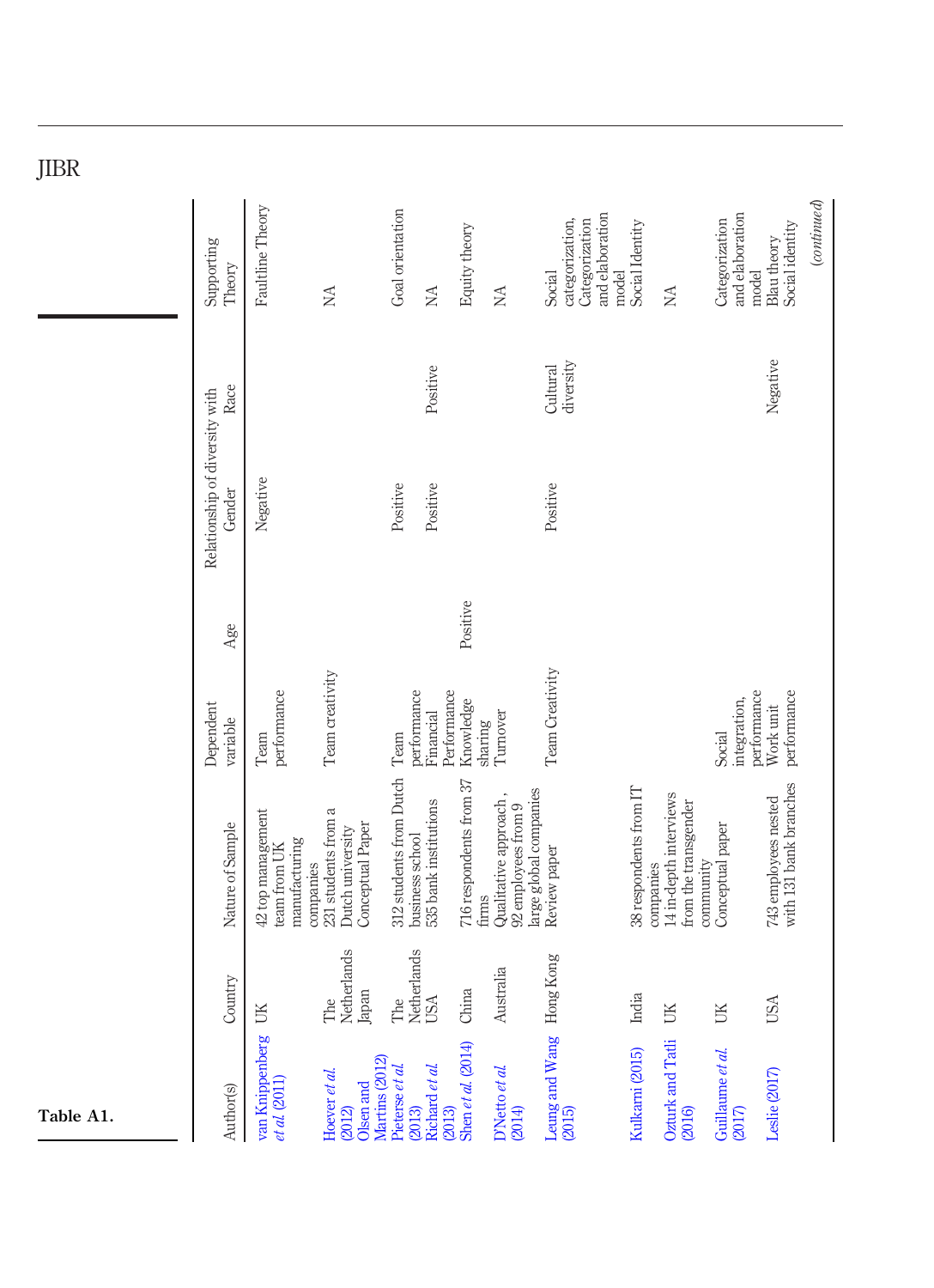**Table A1.**

| Author(s) | Country | Nature of Sample | Dependent variable | Relationship of diversity with Age | Gender | Race | Supporting Theory |
|---|---|---|---|---|---|---|---|
| van Knippenberg et al. (2011) | UK | 42 top management team from UK manufacturing companies | Team performance | | Negative | | Faultline Theory |
| Hoever et al. (2012) | The Netherlands | 231 students from a Dutch university | Team creativity | | | | NA |
| Olsen and Martins (2012) | Japan | Conceptual Paper | | | | | |
| Pieterse et al. (2013) | The Netherlands | 312 students from Dutch business school | Team performance | | Positive | | Goal orientation |
| Richard et al. (2013) | USA | 535 bank institutions | Financial Performance | | Positive | Positive | NA |
| Shen et al. (2014) | China | 716 respondents from 37 firms | Knowledge sharing | Positive | | | Equity theory |
| D'Netto et al. (2014) | Australia | Qualitative approach, 92 employees from 9 large global companies | Turnover | | | | NA |
| Leung and Wang (2015) | Hong Kong | Review paper | Team Creativity | | Positive | Cultural diversity | Social categorization, Categorization and elaboration model |
| Kulkarni (2015) | India | 38 respondents from IT companies | | | | | Social Identity |
| Ozturk and Tatli (2016) | UK | 14 in-depth interviews from the transgender community | | | | | NA |
| Guillaume et al. (2017) | UK | Conceptual paper | Social integration, performance | | | | Categorization and elaboration model |
| Leslie (2017) | USA | 743 employees nested with 131 bank branches | Work unit performance | | | Negative | Blau theory Social identity |

(continued)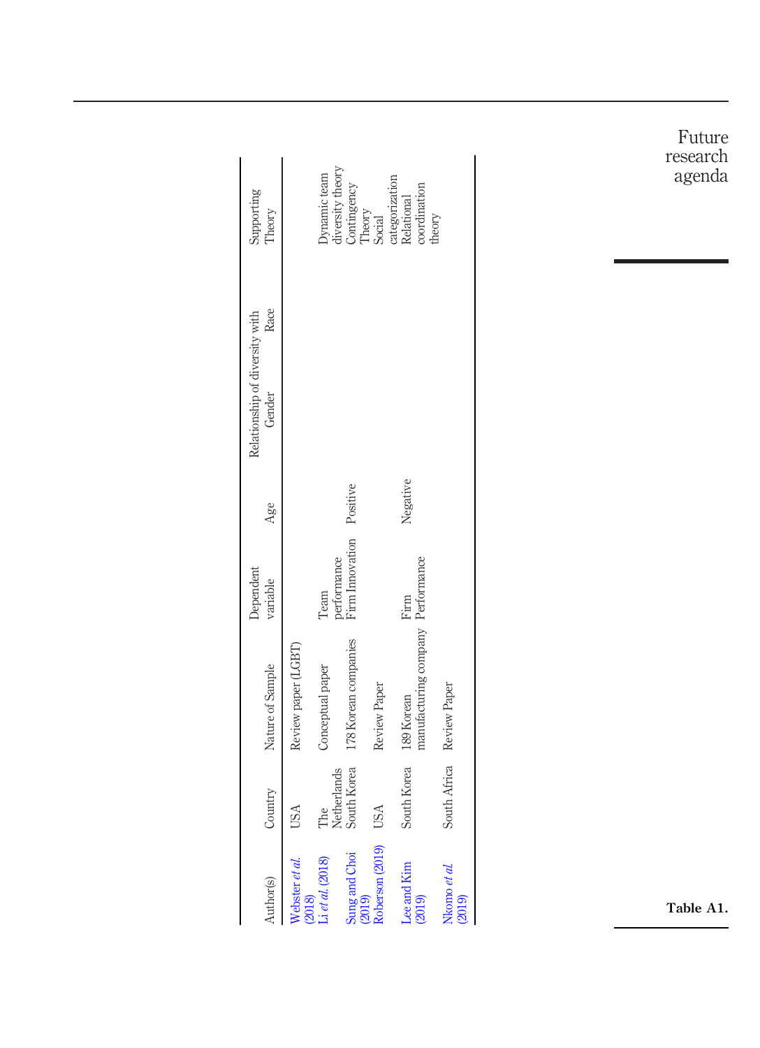| Author(s) | Country | Nature of Sample | Dependent variable | Age | Relationship of diversity with Gender | Race | Supporting Theory |
|---|---|---|---|---|---|---|---|
| Webster *et al.* (2018) | USA | Review paper (LGBT) | | | | | |
| Li *et al.* (2018) | The Netherlands | Conceptual paper | Team performance | | | | Dynamic team diversity theory |
| Sung and Choi (2019) | South Korea | 178 Korean companies | Firm Innovation | Positive | | | Contingency Theory |
| Roberson (2019) | USA | Review Paper | | | | | Social categorization |
| Lee and Kim (2019) | South Korea | 189 Korean manufacturing company | Firm Performance | Negative | | | Relational coordination theory |
| Nkomo *et al.* (2019) | South Africa | Review Paper | | | | | |

**Table A1.**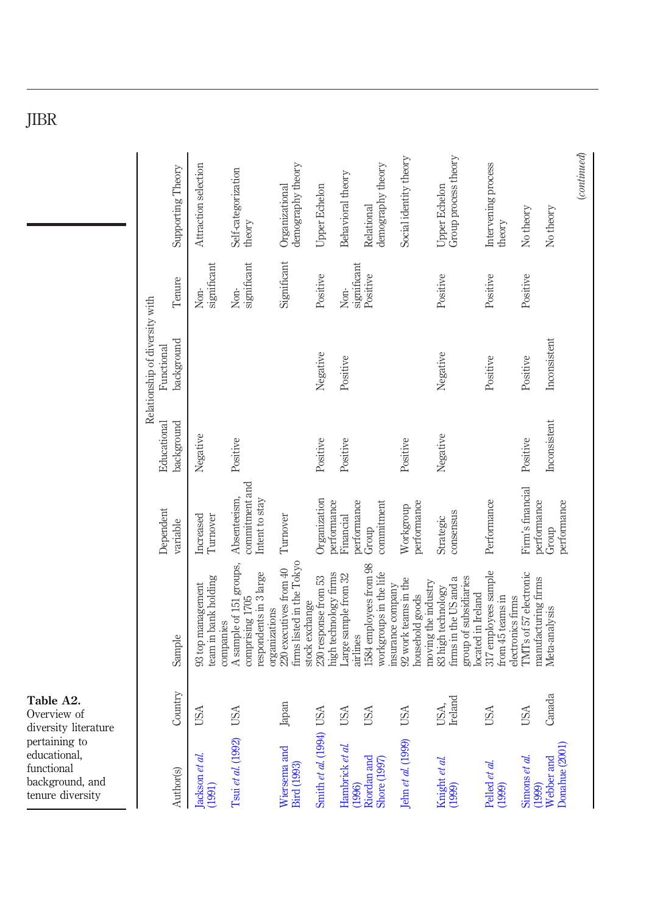**Table A2.** Overview of diversity literature pertaining to educational, functional background, and tenure diversity

| Author(s) | Country | Sample | Dependent variable | Relationship of diversity with Educational background | Functional background | Tenure | Supporting Theory |
|---|---|---|---|---|---|---|---|
| Jackson *et al.* (1991) | USA | 93 top management team in bank holding companies | Increased Turnover | Negative | | Non-significant | Attraction selection |
| Tsui *et al.* (1992) | USA | A sample of 151 groups, comprising 1705 respondents in 3 large organizations | Absenteeism, commitment and Intent to stay | Positive | | Non-significant | Self-categorization theory |
| Wiersema and Bird (1993) | Japan | 220 executives from 40 firms listed in the Tokyo stock exchange | Turnover | | | Significant | Organizational demography theory |
| Smith *et al.* (1994) | USA | 230 response from 53 high technology firms | Organization performance | Positive | Negative | Positive | Upper Echelon |
| Hambrick *et al.* (1996) | USA | Large sample from 32 airlines | Financial performance | Positive | Positive | Non-significant | Behavioral theory |
| Riordan and Shore (1997) | USA | 1584 employees from 98 workgroups in the life insurance company | Group commitment | | | Positive | Relational demography theory |
| Jehn *et al.* (1999) | USA | 92 work teams in the household goods moving the industry | Workgroup performance | Positive | | | Social identity theory |
| Knight *et al.* (1999) | USA, Ireland | 83 high technology firms in the US and a group of subsidiaries located in Ireland | Strategic consensus | Negative | Negative | Positive | Upper Echelon Group process theory |
| Pelled *et al.* (1999) | USA | 317 employees sample from 45 teams in electronics firms | Performance | | Positive | Positive | Intervening process theory |
| Simons *et al.* (1999) | USA | TMTs of 57 electronic manufacturing firms | Firm's financial performance | Positive | Positive | Positive | No theory |
| Webber and Donahue (2001) | Canada | Meta-analysis | Group performance | Inconsistent | Inconsistent | | No theory |

(*continued*)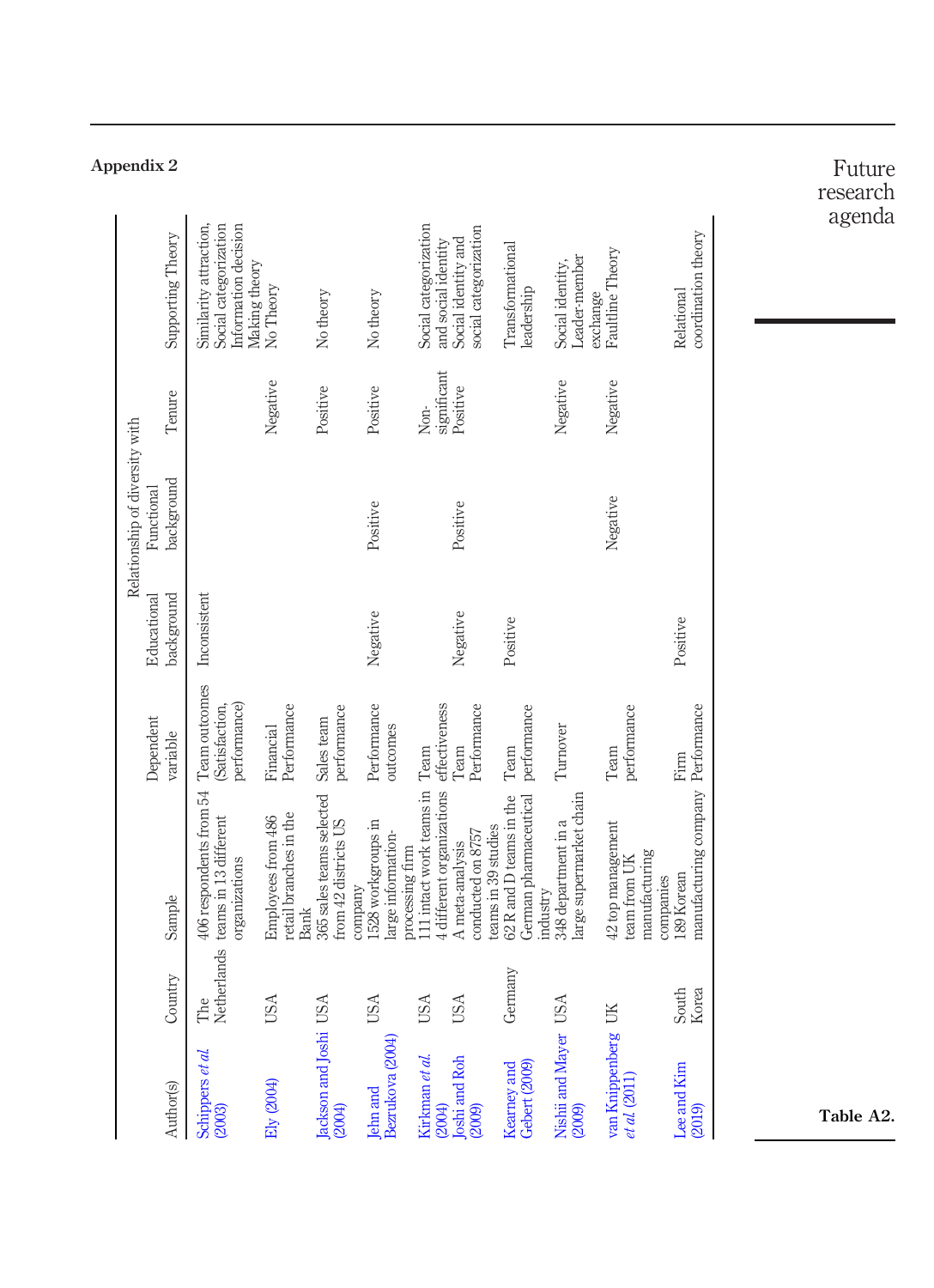## Appendix 2

| Author(s) | Country | Sample | Dependent variable | Relationship of diversity with Educational background | Functional background | Tenure | Supporting Theory |
|---|---|---|---|---|---|---|---|
| Schippers *et al.* (2003) | The Netherlands | 406 respondents from 54 teams in 13 different organizations | Team outcomes (Satisfaction, performance) | Inconsistent | | | Similarity attraction, Social categorization Information decision Making theory |
| Ely (2004) | USA | Employees from 486 retail branches in the Bank | Financial Performance | | | Negative | No Theory |
| Jackson and Joshi (2004) | USA | 365 sales teams selected from 42 districts US company | Sales team performance | | | Positive | No theory |
| Jehn and Bezrukova (2004) | USA | 1528 workgroups in large information-processing firm | Performance outcomes | Negative | Positive | Positive | No theory |
| Kirkman *et al.* (2004) | USA | 111 intact work teams in 4 different organizations | Team effectiveness | | | Non-significant | Social categorization and social identity |
| Joshi and Roh (2009) | USA | A meta-analysis conducted on 8757 teams in 39 studies | Team Performance | Negative | Positive | Positive | Social identity and social categorization |
| Kearney and Gebert (2009) | Germany | 62 R and D teams in the German pharmaceutical industry | Team performance | Positive | | | Transformational leadership |
| Nishii and Mayer (2009) | USA | 348 department in a large supermarket chain | Turnover | | | Negative | Social identity, Leader-member exchange |
| van Knippenberg *et al.* (2011) | UK | 42 top management team from UK manufacturing companies | Team performance | | Negative | Negative | Faultline Theory |
| Lee and Kim (2019) | South Korea | 189 Korean manufacturing company | Firm Performance | Positive | | | Relational coordination theory |

**Table A2.**